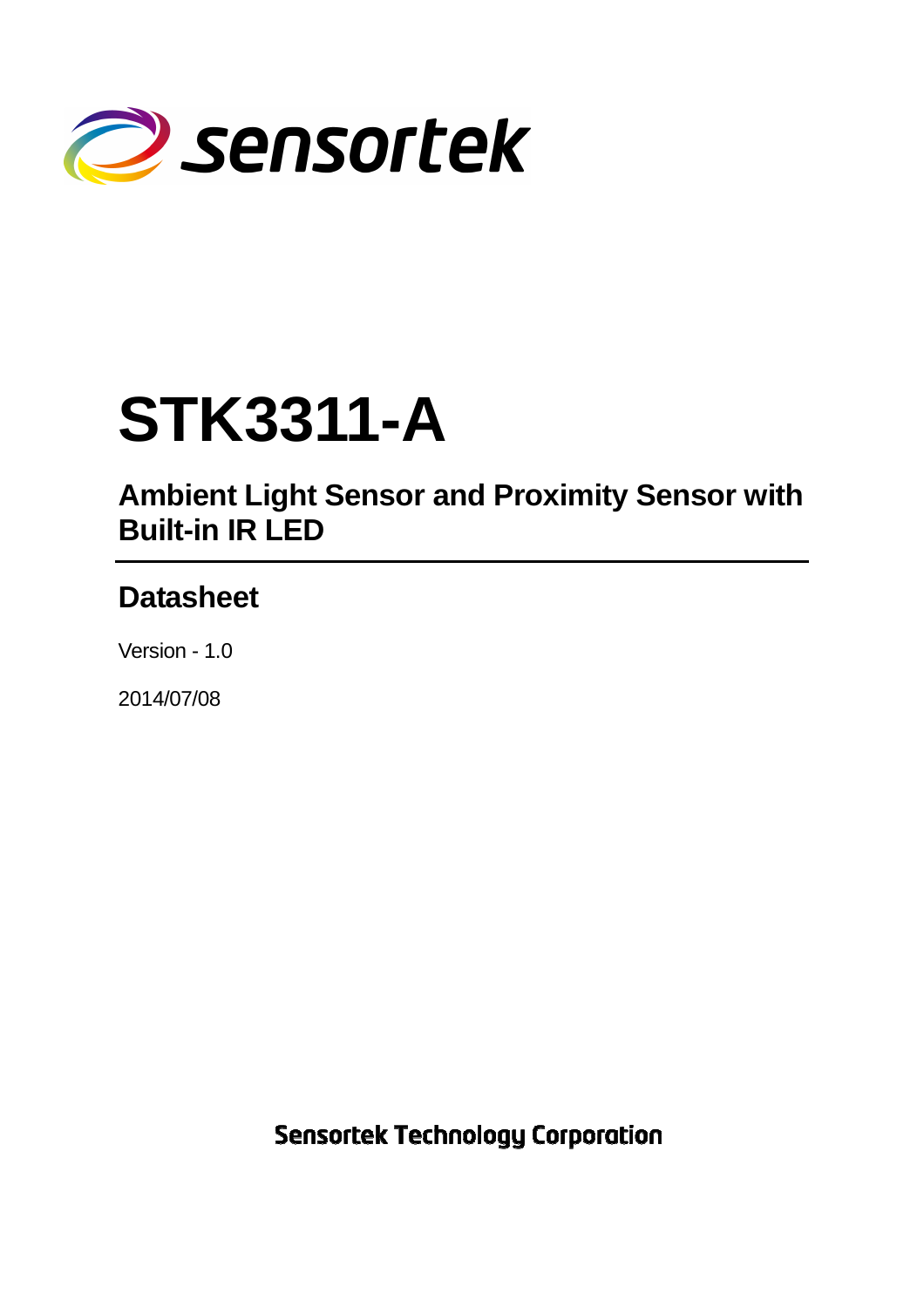sensortek

# STK3311-A

## Ambient Light Sensor and Proximity Sensor with Built-in IR LED

## Datasheet

Version - 1.0

2014/07/08

Sensortek Technology Corporation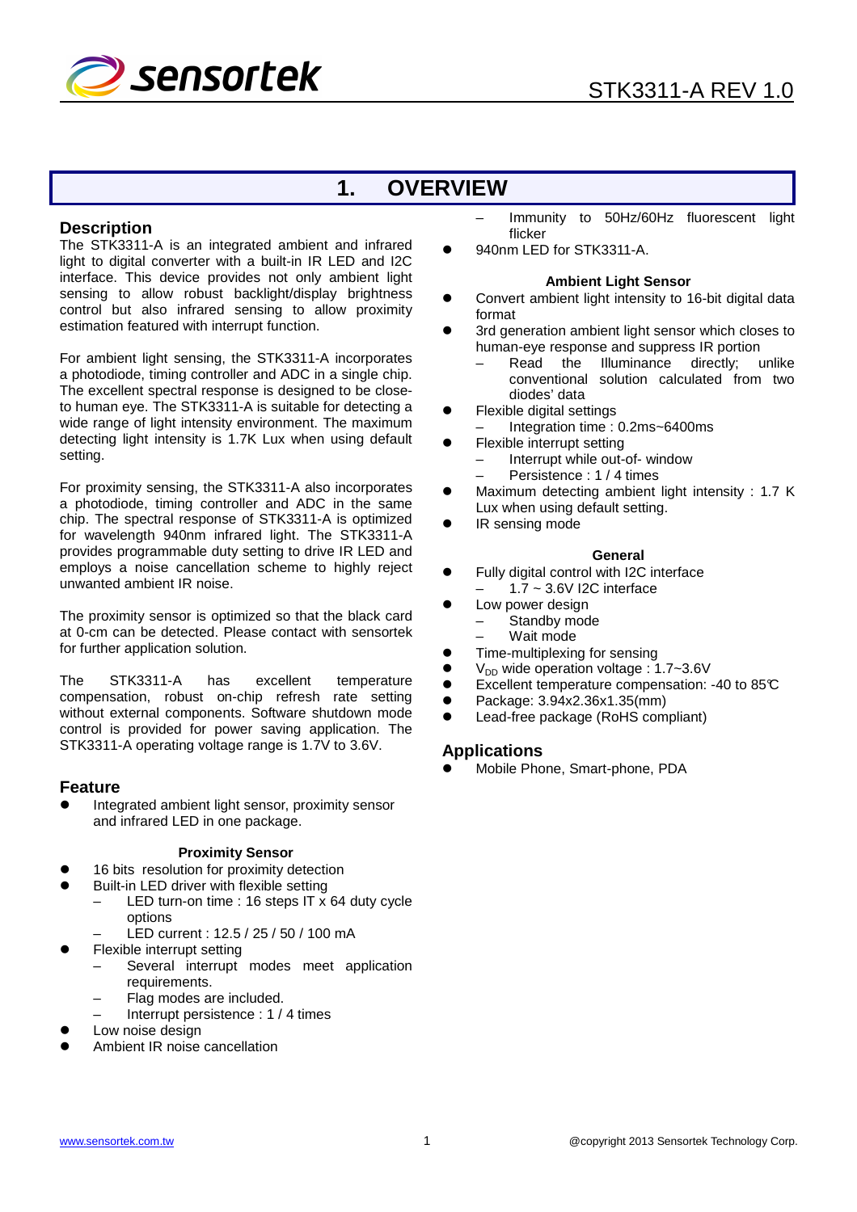# 1. OVERVIEW

## Description

The STK3311-A is an integrated ambient and infrared light to digital converter with a built-in IR LED and I2C interface. This device provides not only ambient light sensing to allow robust backlight/display brightness control but also infrared sensing to allow proximity estimation featured with interrupt function.

For ambient light sensing, the STK3311-A incorporates a photodiode, timing controller and ADC in a single chip. The excellent spectral response is designed to be close-to human eye. The STK3311-A is suitable for detecting a wide range of light intensity environment. The maximum detecting light intensity is 1.7K Lux when using default setting.

For proximity sensing, the STK3311-A also incorporates a photodiode, timing controller and ADC in the same chip. The spectral response of STK3311-A is optimized for wavelength 940nm infrared light. The STK3311-A provides programmable duty setting to drive IR LED and employs a noise cancellation scheme to highly reject unwanted ambient IR noise.

The proximity sensor is optimized so that the black card at 0-cm can be detected. Please contact with sensortek for further application solution.

The STK3311-A has excellent temperature compensation, robust on-chip refresh rate setting without external components. Software shutdown mode control is provided for power saving application. The STK3311-A operating voltage range is 1.7V to 3.6V.

## Feature

- Integrated ambient light sensor, proximity sensor and infrared LED in one package.

**Proximity Sensor**

- 16 bits resolution for proximity detection
- Built-in LED driver with flexible setting
  - LED turn-on time : 16 steps IT x 64 duty cycle options
  - LED current : 12.5 / 25 / 50 / 100 mA
- Flexible interrupt setting
  - Several interrupt modes meet application requirements.
  - Flag modes are included.
  - Interrupt persistence : 1 / 4 times
- Low noise design
- Ambient IR noise cancellation
  - Immunity to 50Hz/60Hz fluorescent light flicker
- 940nm LED for STK3311-A.

**Ambient Light Sensor**

- Convert ambient light intensity to 16-bit digital data format
- 3rd generation ambient light sensor which closes to human-eye response and suppress IR portion
  - Read the Illuminance directly; unlike conventional solution calculated from two diodes' data
- Flexible digital settings
  - Integration time : 0.2ms~6400ms
- Flexible interrupt setting
  - Interrupt while out-of- window
  - Persistence : 1 / 4 times
- Maximum detecting ambient light intensity : 1.7 K Lux when using default setting.
- IR sensing mode

**General**

- Fully digital control with I2C interface
  - 1.7 ~ 3.6V I2C interface
- Low power design
  - Standby mode
  - Wait mode
- Time-multiplexing for sensing
- $V_{DD}$ wide operation voltage : 1.7~3.6V
- Excellent temperature compensation: -40 to 85℃
- Package: 3.94x2.36x1.35(mm)
- Lead-free package (RoHS compliant)

## Applications

- Mobile Phone, Smart-phone, PDA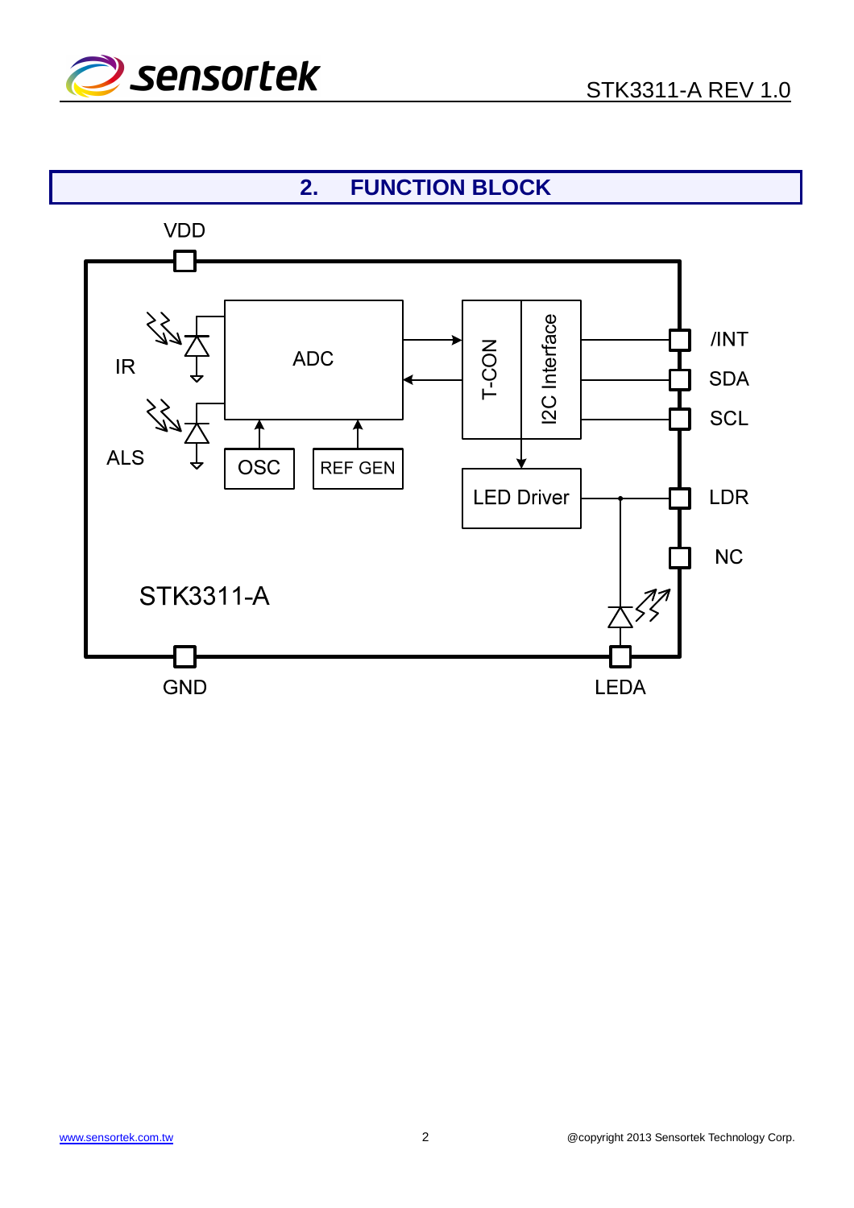## 2. FUNCTION BLOCK

VDD

IR

ALS

ADC

OSC

REF GEN

T-CON

I2C Interface

LED Driver

/INT

SDA

SCL

LDR

NC

STK3311-A

GND

LEDA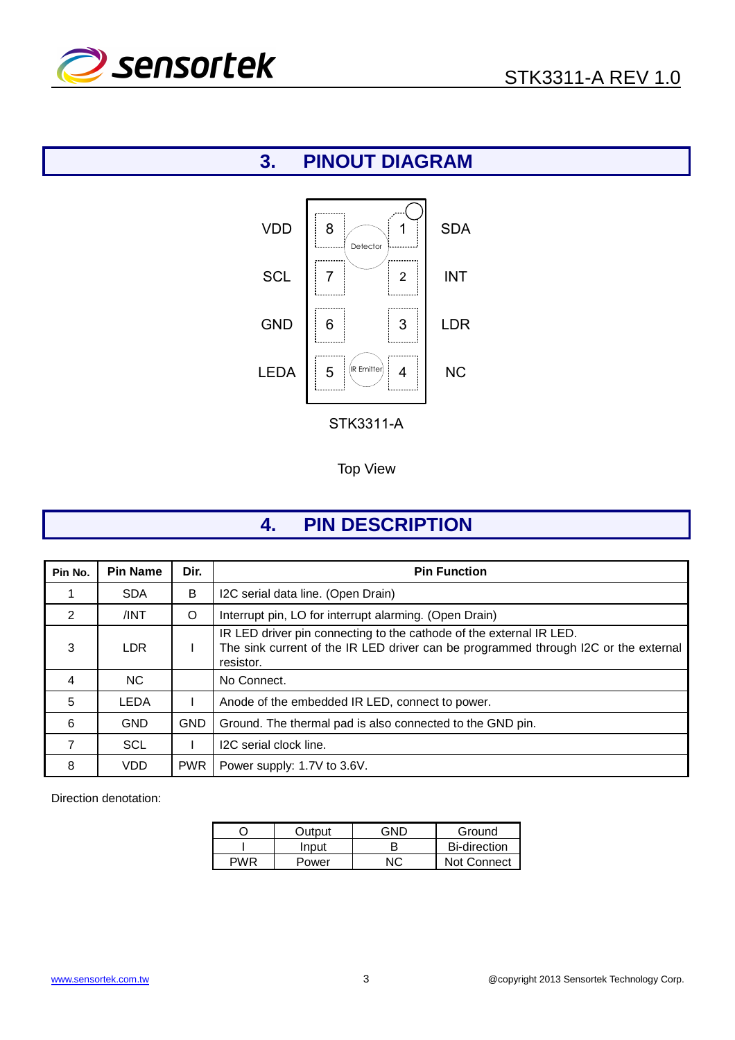# 3. PINOUT DIAGRAM

| Pin Name | Pin | | Pin | Pin Name |
|---|---|---|---|---|
| VDD | 8 | Detector | 1 | SDA |
| SCL | 7 | | 2 | INT |
| GND | 6 | | 3 | LDR |
| LEDA | 5 | IR Emitter | 4 | NC |

STK3311-A

Top View

# 4. PIN DESCRIPTION

| Pin No. | Pin Name | Dir. | Pin Function |
|---|---|---|---|
| 1 | SDA | B | I2C serial data line. (Open Drain) |
| 2 | /INT | O | Interrupt pin, LO for interrupt alarming. (Open Drain) |
| 3 | LDR | I | IR LED driver pin connecting to the cathode of the external IR LED. The sink current of the IR LED driver can be programmed through I2C or the external resistor. |
| 4 | NC | | No Connect. |
| 5 | LEDA | I | Anode of the embedded IR LED, connect to power. |
| 6 | GND | GND | Ground. The thermal pad is also connected to the GND pin. |
| 7 | SCL | I | I2C serial clock line. |
| 8 | VDD | PWR | Power supply: 1.7V to 3.6V. |

Direction denotation:

| O | Output | GND | Ground |
|---|---|---|---|
| I | Input | B | Bi-direction |
| PWR | Power | NC | Not Connect |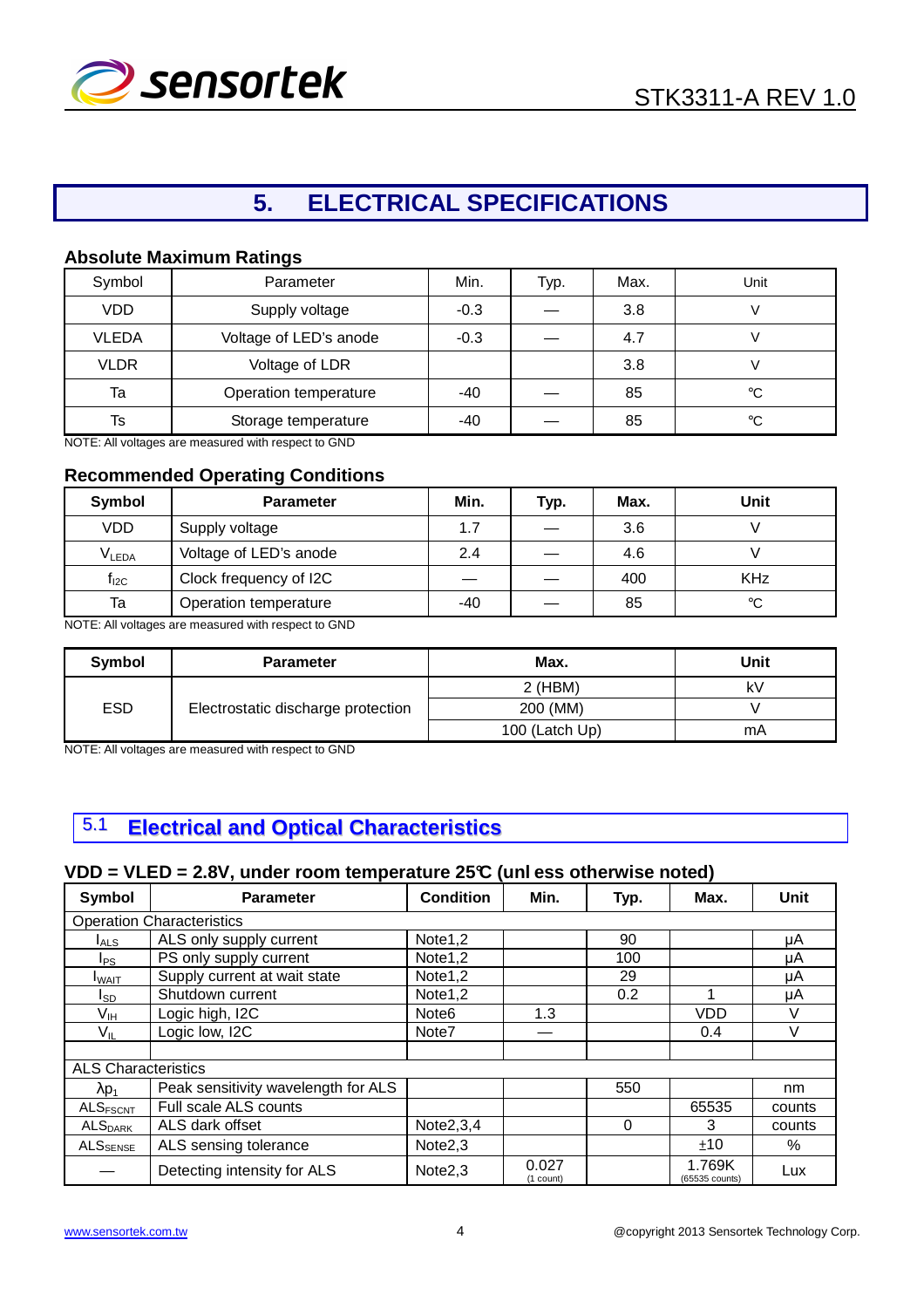# 5. ELECTRICAL SPECIFICATIONS

### Absolute Maximum Ratings

| Symbol | Parameter | Min. | Typ. | Max. | Unit |
|---|---|---|---|---|---|
| VDD | Supply voltage | -0.3 | — | 3.8 | V |
| VLEDA | Voltage of LED's anode | -0.3 | — | 4.7 | V |
| VLDR | Voltage of LDR | | | 3.8 | V |
| Ta | Operation temperature | -40 | — | 85 | ℃ |
| Ts | Storage temperature | -40 | — | 85 | ℃ |

NOTE: All voltages are measured with respect to GND

### Recommended Operating Conditions

| Symbol | Parameter | Min. | Typ. | Max. | Unit |
|---|---|---|---|---|---|
| VDD | Supply voltage | 1.7 | — | 3.6 | V |
| $V_{LEDA}$ | Voltage of LED's anode | 2.4 | — | 4.6 | V |
| $f_{I2C}$ | Clock frequency of I2C | — | — | 400 | KHz |
| Ta | Operation temperature | -40 | — | 85 | ℃ |

NOTE: All voltages are measured with respect to GND

| Symbol | Parameter | Max. | Unit |
|---|---|---|---|
| ESD | Electrostatic discharge protection | 2 (HBM) | kV |
| | | 200 (MM) | V |
| | | 100 (Latch Up) | mA |

NOTE: All voltages are measured with respect to GND

## 5.1 Electrical and Optical Characteristics

### VDD = VLED = 2.8V, under room temperature 25℃ (unl ess otherwise noted)

| Symbol | Parameter | Condition | Min. | Typ. | Max. | Unit |
|---|---|---|---|---|---|---|
| Operation Characteristics | | | | | | |
| $I_{ALS}$ | ALS only supply current | Note1,2 | | 90 | | μA |
| $I_{PS}$ | PS only supply current | Note1,2 | | 100 | | μA |
| $I_{WAIT}$ | Supply current at wait state | Note1,2 | | 29 | | μA |
| $I_{SD}$ | Shutdown current | Note1,2 | | 0.2 | 1 | μA |
| $V_{IH}$ | Logic high, I2C | Note6 | 1.3 | | VDD | V |
| $V_{IL}$ | Logic low, I2C | Note7 | — | | 0.4 | V |
| | | | | | | |
| ALS Characteristics | | | | | | |
| $\lambda p_1$ | Peak sensitivity wavelength for ALS | | | 550 | | nm |
| $ALS_{FSCNT}$ | Full scale ALS counts | | | | 65535 | counts |
| $ALS_{DARK}$ | ALS dark offset | Note2,3,4 | | 0 | 3 | counts |
| $ALS_{SENSE}$ | ALS sensing tolerance | Note2,3 | | | ±10 | % |
| — | Detecting intensity for ALS | Note2,3 | 0.027 (1 count) | | 1.769K (65535 counts) | Lux |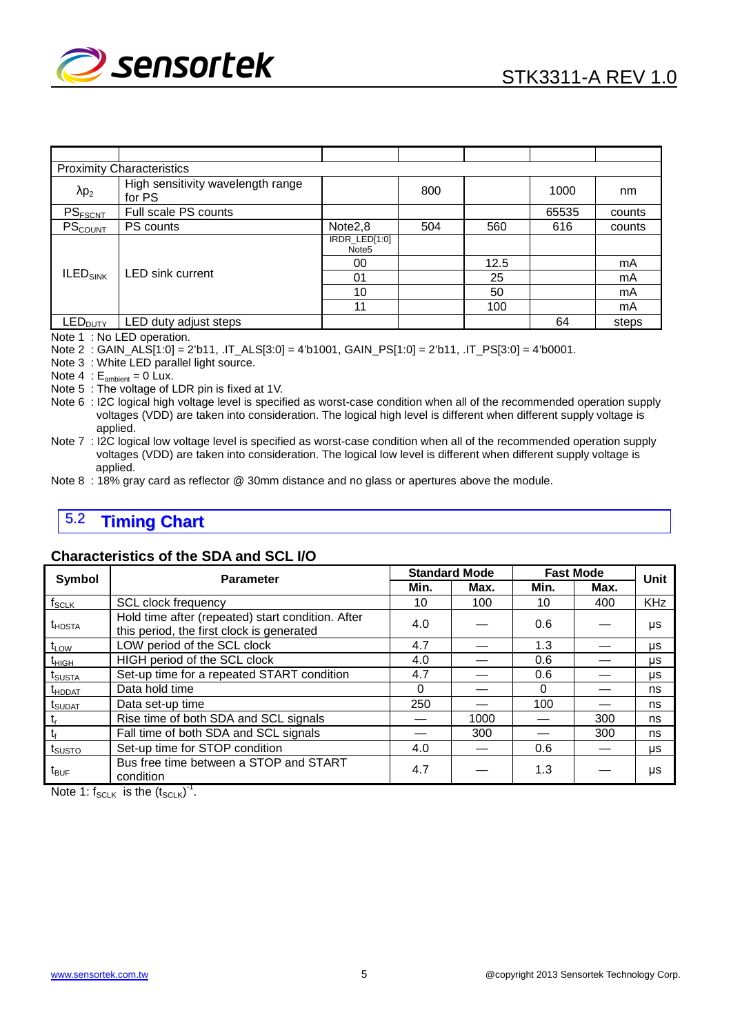| | | | | | | |
|---|---|---|---|---|---|---|
| Proximity Characteristics | | | | | | |
| $\lambda p_2$ | High sensitivity wavelength range for PS | | 800 | | 1000 | nm |
| $PS_{FSCNT}$ | Full scale PS counts | | | | 65535 | counts |
| $PS_{COUNT}$ | PS counts | Note2,8 | 504 | 560 | 616 | counts |
| $ILED_{SINK}$ | LED sink current | IRDR_LED[1:0] Note5 | | | | |
| | | 00 | | 12.5 | | mA |
| | | 01 | | 25 | | mA |
| | | 10 | | 50 | | mA |
| | | 11 | | 100 | | mA |
| $LED_{DUTY}$ | LED duty adjust steps | | | | 64 | steps |

Note 1 : No LED operation.

Note 2 : GAIN_ALS[1:0] = 2'b11, .IT_ALS[3:0] = 4'b1001, GAIN_PS[1:0] = 2'b11, .IT_PS[3:0] = 4'b0001.

Note 3 : White LED parallel light source.

Note 4 : $E_{ambient}$ = 0 Lux.

Note 5 : The voltage of LDR pin is fixed at 1V.

Note 6 : I2C logical high voltage level is specified as worst-case condition when all of the recommended operation supply voltages (VDD) are taken into consideration. The logical high level is different when different supply voltage is applied.

Note 7 : I2C logical low voltage level is specified as worst-case condition when all of the recommended operation supply voltages (VDD) are taken into consideration. The logical low level is different when different supply voltage is applied.

Note 8 : 18% gray card as reflector @ 30mm distance and no glass or apertures above the module.

## 5.2 Timing Chart

### Characteristics of the SDA and SCL I/O

| Symbol | Parameter | Standard Mode | | Fast Mode | | Unit |
|---|---|---|---|---|---|---|
| | | Min. | Max. | Min. | Max. | |
| $f_{SCLK}$ | SCL clock frequency | 10 | 100 | 10 | 400 | KHz |
| $t_{HDSTA}$ | Hold time after (repeated) start condition. After this period, the first clock is generated | 4.0 | — | 0.6 | — | μs |
| $t_{LOW}$ | LOW period of the SCL clock | 4.7 | — | 1.3 | — | μs |
| $t_{HIGH}$ | HIGH period of the SCL clock | 4.0 | — | 0.6 | — | μs |
| $t_{SUSTA}$ | Set-up time for a repeated START condition | 4.7 | — | 0.6 | — | μs |
| $t_{HDDAT}$ | Data hold time | 0 | — | 0 | — | ns |
| $t_{SUDAT}$ | Data set-up time | 250 | — | 100 | — | ns |
| $t_r$ | Rise time of both SDA and SCL signals | — | 1000 | — | 300 | ns |
| $t_f$ | Fall time of both SDA and SCL signals | — | 300 | — | 300 | ns |
| $t_{SUSTO}$ | Set-up time for STOP condition | 4.0 | — | 0.6 | — | μs |
| $t_{BUF}$ | Bus free time between a STOP and START condition | 4.7 | — | 1.3 | — | μs |

Note 1: $f_{SCLK}$ is the $(t_{SCLK})^{-1}$.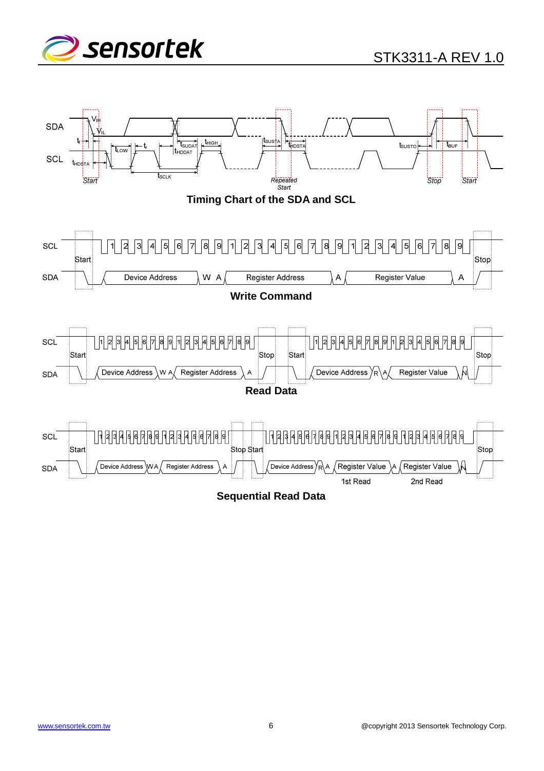SDA

SCL

$V_{IH}$ $V_{IL}$ $t_f$ $t_{LOW}$ $t_r$ $t_{SUDAT}$ $t_{HDDAT}$ $t_{HIGH}$ $t_{SUSTA}$ $t_{HDSTA}$ $t_{SUSTO}$ $t_{BUF}$ $t_{HDSTA}$ $t_{SCLK}$

Start — Repeated Start — Stop — Start

**Timing Chart of the SDA and SCL**

SCL: Start 1 2 3 4 5 6 7 8 9 1 2 3 4 5 6 7 8 9 1 2 3 4 5 6 7 8 9 Stop

SDA: Device Address W A Register Address A Register Value A

**Write Command**

SCL: Start 1 2 3 4 5 6 7 8 9 1 2 3 4 5 6 7 8 9 Stop Start 1 2 3 4 5 6 7 8 9 1 2 3 4 5 6 7 8 9 Stop

SDA: Device Address W A Register Address A Device Address R A Register Value N

**Read Data**

SCL: Start 1 2 3 4 5 6 7 8 9 1 2 3 4 5 6 7 8 9 Stop Start 1 2 3 4 5 6 7 8 9 1 2 3 4 5 6 7 8 9 1 2 3 4 5 6 7 8 9 Stop

SDA: Device Address W A Register Address A Device Address R A Register Value A Register Value N

1st Read — 2nd Read

**Sequential Read Data**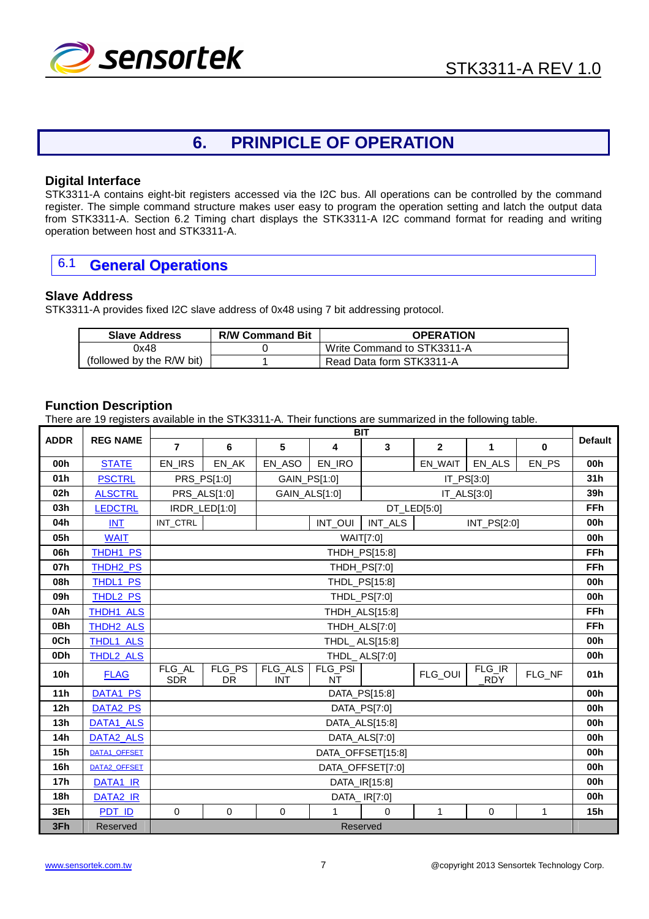# 6. PRINPICLE OF OPERATION

### Digital Interface

STK3311-A contains eight-bit registers accessed via the I2C bus. All operations can be controlled by the command register. The simple command structure makes user easy to program the operation setting and latch the output data from STK3311-A. Section 6.2 Timing chart displays the STK3311-A I2C command format for reading and writing operation between host and STK3311-A.

## 6.1 General Operations

### Slave Address

STK3311-A provides fixed I2C slave address of 0x48 using 7 bit addressing protocol.

| Slave Address | R/W Command Bit | OPERATION |
|---|---|---|
| 0x48 | 0 | Write Command to STK3311-A |
| (followed by the R/W bit) | 1 | Read Data form STK3311-A |

### Function Description

There are 19 registers available in the STK3311-A. Their functions are summarized in the following table.

| ADDR | REG NAME | BIT | | | | | | | | Default |
|---|---|---|---|---|---|---|---|---|---|---|
| | | 7 | 6 | 5 | 4 | 3 | 2 | 1 | 0 | |
| 00h | STATE | EN_IRS | EN_AK | EN_ASO | EN_IRO | | EN_WAIT | EN_ALS | EN_PS | 00h |
| 01h | PSCTRL | PRS_PS[1:0] | | GAIN_PS[1:0] | | IT_PS[3:0] | | | | 31h |
| 02h | ALSCTRL | PRS_ALS[1:0] | | GAIN_ALS[1:0] | | IT_ALS[3:0] | | | | 39h |
| 03h | LEDCTRL | IRDR_LED[1:0] | | DT_LED[5:0] | | | | | | FFh |
| 04h | INT | INT_CTRL | | | INT_OUI | INT_ALS | INT_PS[2:0] | | | 00h |
| 05h | WAIT | WAIT[7:0] | | | | | | | | 00h |
| 06h | THDH1_PS | THDH_PS[15:8] | | | | | | | | FFh |
| 07h | THDH2_PS | THDH_PS[7:0] | | | | | | | | FFh |
| 08h | THDL1_PS | THDL_PS[15:8] | | | | | | | | 00h |
| 09h | THDL2_PS | THDL_PS[7:0] | | | | | | | | 00h |
| 0Ah | THDH1_ALS | THDH_ALS[15:8] | | | | | | | | FFh |
| 0Bh | THDH2_ALS | THDH_ALS[7:0] | | | | | | | | FFh |
| 0Ch | THDL1_ALS | THDL_ ALS[15:8] | | | | | | | | 00h |
| 0Dh | THDL2_ALS | THDL_ ALS[7:0] | | | | | | | | 00h |
| 10h | FLAG | FLG_ALSDR | FLG_PSDR | FLG_ALSINT | FLG_PSINT | | FLG_OUI | FLG_IR_RDY | FLG_NF | 01h |
| 11h | DATA1_PS | DATA_PS[15:8] | | | | | | | | 00h |
| 12h | DATA2_PS | DATA_PS[7:0] | | | | | | | | 00h |
| 13h | DATA1_ALS | DATA_ALS[15:8] | | | | | | | | 00h |
| 14h | DATA2_ALS | DATA_ALS[7:0] | | | | | | | | 00h |
| 15h | DATA1_OFFSET | DATA_OFFSET[15:8] | | | | | | | | 00h |
| 16h | DATA2_OFFSET | DATA_OFFSET[7:0] | | | | | | | | 00h |
| 17h | DATA1_IR | DATA_IR[15:8] | | | | | | | | 00h |
| 18h | DATA2_IR | DATA_ IR[7:0] | | | | | | | | 00h |
| 3Eh | PDT_ID | 0 | 0 | 0 | 1 | 0 | 1 | 0 | 1 | 15h |
| 3Fh | Reserved | Reserved | | | | | | | | |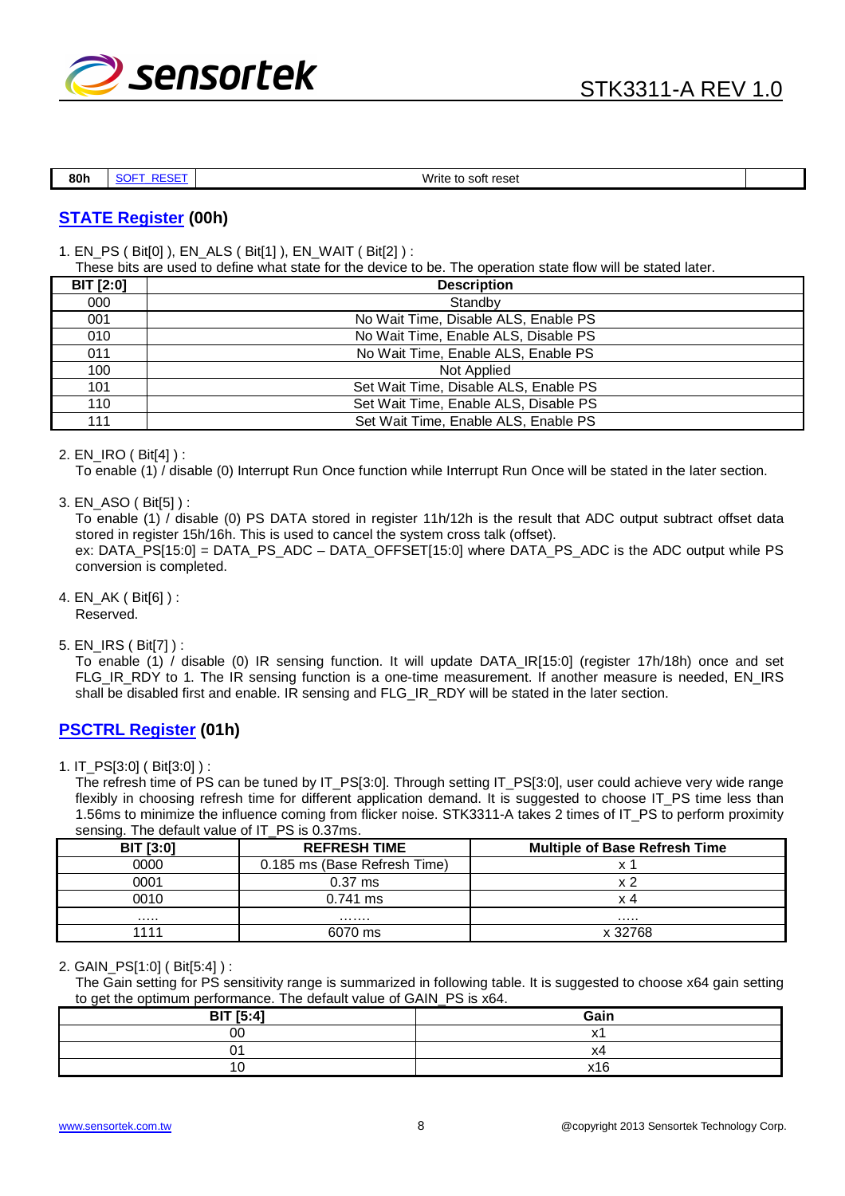| 80h | SOFT_RESET | Write to soft reset | |
|---|---|---|---|

## STATE Register (00h)

1. EN_PS ( Bit[0] ), EN_ALS ( Bit[1] ), EN_WAIT ( Bit[2] ) :
   These bits are used to define what state for the device to be. The operation state flow will be stated later.

| BIT [2:0] | Description |
|---|---|
| 000 | Standby |
| 001 | No Wait Time, Disable ALS, Enable PS |
| 010 | No Wait Time, Enable ALS, Disable PS |
| 011 | No Wait Time, Enable ALS, Enable PS |
| 100 | Not Applied |
| 101 | Set Wait Time, Disable ALS, Enable PS |
| 110 | Set Wait Time, Enable ALS, Disable PS |
| 111 | Set Wait Time, Enable ALS, Enable PS |

2. EN_IRO ( Bit[4] ) :
   To enable (1) / disable (0) Interrupt Run Once function while Interrupt Run Once will be stated in the later section.

3. EN_ASO ( Bit[5] ) :
   To enable (1) / disable (0) PS DATA stored in register 11h/12h is the result that ADC output subtract offset data stored in register 15h/16h. This is used to cancel the system cross talk (offset).
   ex: DATA_PS[15:0] = DATA_PS_ADC – DATA_OFFSET[15:0] where DATA_PS_ADC is the ADC output while PS conversion is completed.

4. EN_AK ( Bit[6] ) :
   Reserved.

5. EN_IRS ( Bit[7] ) :
   To enable (1) / disable (0) IR sensing function. It will update DATA_IR[15:0] (register 17h/18h) once and set FLG_IR_RDY to 1. The IR sensing function is a one-time measurement. If another measure is needed, EN_IRS shall be disabled first and enable. IR sensing and FLG_IR_RDY will be stated in the later section.

## PSCTRL Register (01h)

1. IT_PS[3:0] ( Bit[3:0] ) :
   The refresh time of PS can be tuned by IT_PS[3:0]. Through setting IT_PS[3:0], user could achieve very wide range flexibly in choosing refresh time for different application demand. It is suggested to choose IT_PS time less than 1.56ms to minimize the influence coming from flicker noise. STK3311-A takes 2 times of IT_PS to perform proximity sensing. The default value of IT_PS is 0.37ms.

| BIT [3:0] | REFRESH TIME | Multiple of Base Refresh Time |
|---|---|---|
| 0000 | 0.185 ms (Base Refresh Time) | x 1 |
| 0001 | 0.37 ms | x 2 |
| 0010 | 0.741 ms | x 4 |
| ….. | ……. | ….. |
| 1111 | 6070 ms | x 32768 |

2. GAIN_PS[1:0] ( Bit[5:4] ) :
   The Gain setting for PS sensitivity range is summarized in following table. It is suggested to choose x64 gain setting to get the optimum performance. The default value of GAIN_PS is x64.

| BIT [5:4] | Gain |
|---|---|
| 00 | x1 |
| 01 | x4 |
| 10 | x16 |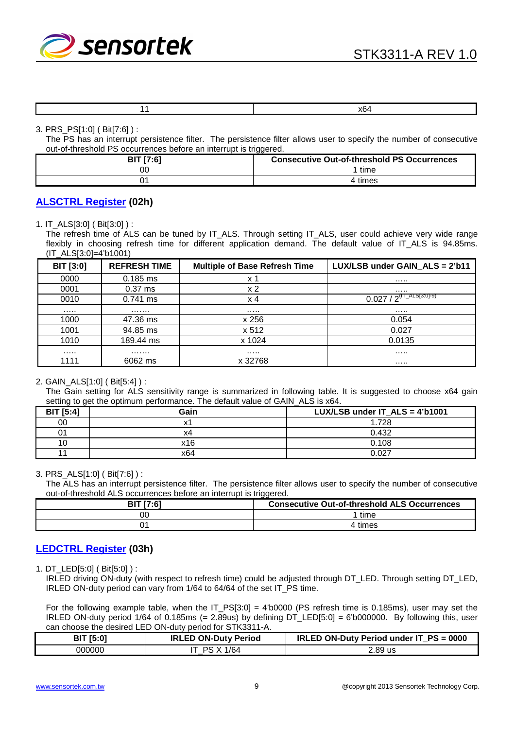| 11 | x64 |
|---|---|

3. PRS_PS[1:0] ( Bit[7:6] ) :
   The PS has an interrupt persistence filter. The persistence filter allows user to specify the number of consecutive out-of-threshold PS occurrences before an interrupt is triggered.

| BIT [7:6] | Consecutive Out-of-threshold PS Occurrences |
|---|---|
| 00 | 1 time |
| 01 | 4 times |

## ALSCTRL Register (02h)

1. IT_ALS[3:0] ( Bit[3:0] ) :
   The refresh time of ALS can be tuned by IT_ALS. Through setting IT_ALS, user could achieve very wide range flexibly in choosing refresh time for different application demand. The default value of IT_ALS is 94.85ms. (IT_ALS[3:0]=4'b1001)

| BIT [3:0] | REFRESH TIME | Multiple of Base Refresh Time | LUX/LSB under GAIN_ALS = 2'b11 |
|---|---|---|---|
| 0000 | 0.185 ms | x 1 | ….. |
| 0001 | 0.37 ms | x 2 | ….. |
| 0010 | 0.741 ms | x 4 | $0.027 / 2^{(IT\_ALS[3:0]-9)}$ |
| ….. | ……. | ….. | ….. |
| 1000 | 47.36 ms | x 256 | 0.054 |
| 1001 | 94.85 ms | x 512 | 0.027 |
| 1010 | 189.44 ms | x 1024 | 0.0135 |
| ….. | ……. | ….. | ….. |
| 1111 | 6062 ms | x 32768 | ….. |

2. GAIN_ALS[1:0] ( Bit[5:4] ) :
   The Gain setting for ALS sensitivity range is summarized in following table. It is suggested to choose x64 gain setting to get the optimum performance. The default value of GAIN_ALS is x64.

| BIT [5:4] | Gain | LUX/LSB under IT_ALS = 4'b1001 |
|---|---|---|
| 00 | x1 | 1.728 |
| 01 | x4 | 0.432 |
| 10 | x16 | 0.108 |
| 11 | x64 | 0.027 |

3. PRS_ALS[1:0] ( Bit[7:6] ) :
   The ALS has an interrupt persistence filter. The persistence filter allows user to specify the number of consecutive out-of-threshold ALS occurrences before an interrupt is triggered.

| BIT [7:6] | Consecutive Out-of-threshold ALS Occurrences |
|---|---|
| 00 | 1 time |
| 01 | 4 times |

## LEDCTRL Register (03h)

1. DT_LED[5:0] ( Bit[5:0] ) :
   IRLED driving ON-duty (with respect to refresh time) could be adjusted through DT_LED. Through setting DT_LED, IRLED ON-duty period can vary from 1/64 to 64/64 of the set IT_PS time.

   For the following example table, when the IT_PS[3:0] = 4'b0000 (PS refresh time is 0.185ms), user may set the IRLED ON-duty period 1/64 of 0.185ms (= 2.89us) by defining DT_LED[5:0] = 6'b000000. By following this, user can choose the desired LED ON-duty period for STK3311-A.

| BIT [5:0] | IRLED ON-Duty Period | IRLED ON-Duty Period under IT_PS = 0000 |
|---|---|---|
| 000000 | IT_PS X 1/64 | 2.89 us |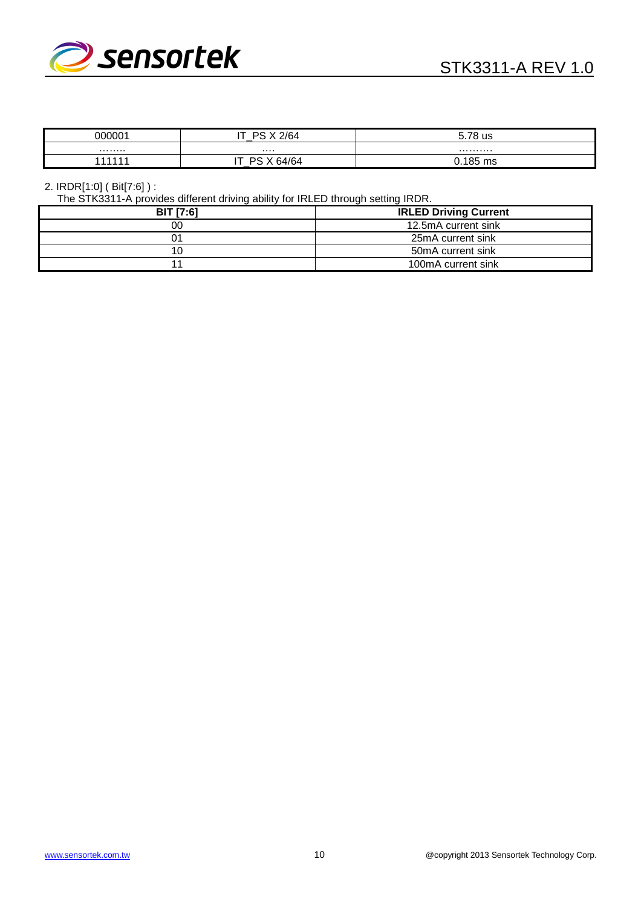| 000001 | IT_PS X 2/64 | 5.78 us |
|---|---|---|
| …….. | …. | ……… |
| 111111 | IT_PS X 64/64 | 0.185 ms |

2. IRDR[1:0] ( Bit[7:6] ) :

The STK3311-A provides different driving ability for IRLED through setting IRDR.

| BIT [7:6] | IRLED Driving Current |
|---|---|
| 00 | 12.5mA current sink |
| 01 | 25mA current sink |
| 10 | 50mA current sink |
| 11 | 100mA current sink |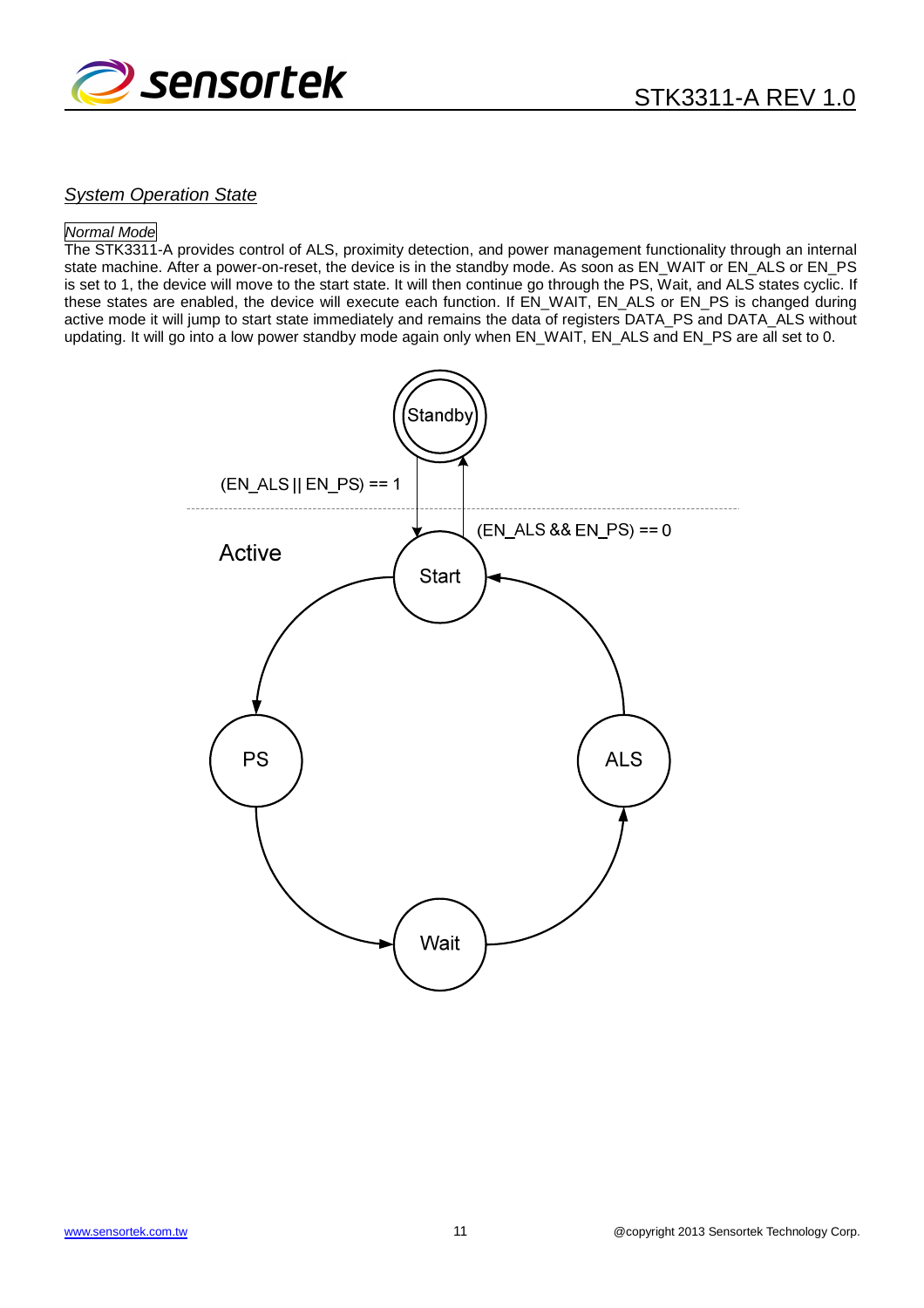## *System Operation State*

*Normal Mode*

The STK3311-A provides control of ALS, proximity detection, and power management functionality through an internal state machine. After a power-on-reset, the device is in the standby mode. As soon as EN_WAIT or EN_ALS or EN_PS is set to 1, the device will move to the start state. It will then continue go through the PS, Wait, and ALS states cyclic. If these states are enabled, the device will execute each function. If EN_WAIT, EN_ALS or EN_PS is changed during active mode it will jump to start state immediately and remains the data of registers DATA_PS and DATA_ALS without updating. It will go into a low power standby mode again only when EN_WAIT, EN_ALS and EN_PS are all set to 0.

Standby

(EN_ALS || EN_PS) == 1

(EN_ALS && EN_PS) == 0

Active

Start

PS

ALS

Wait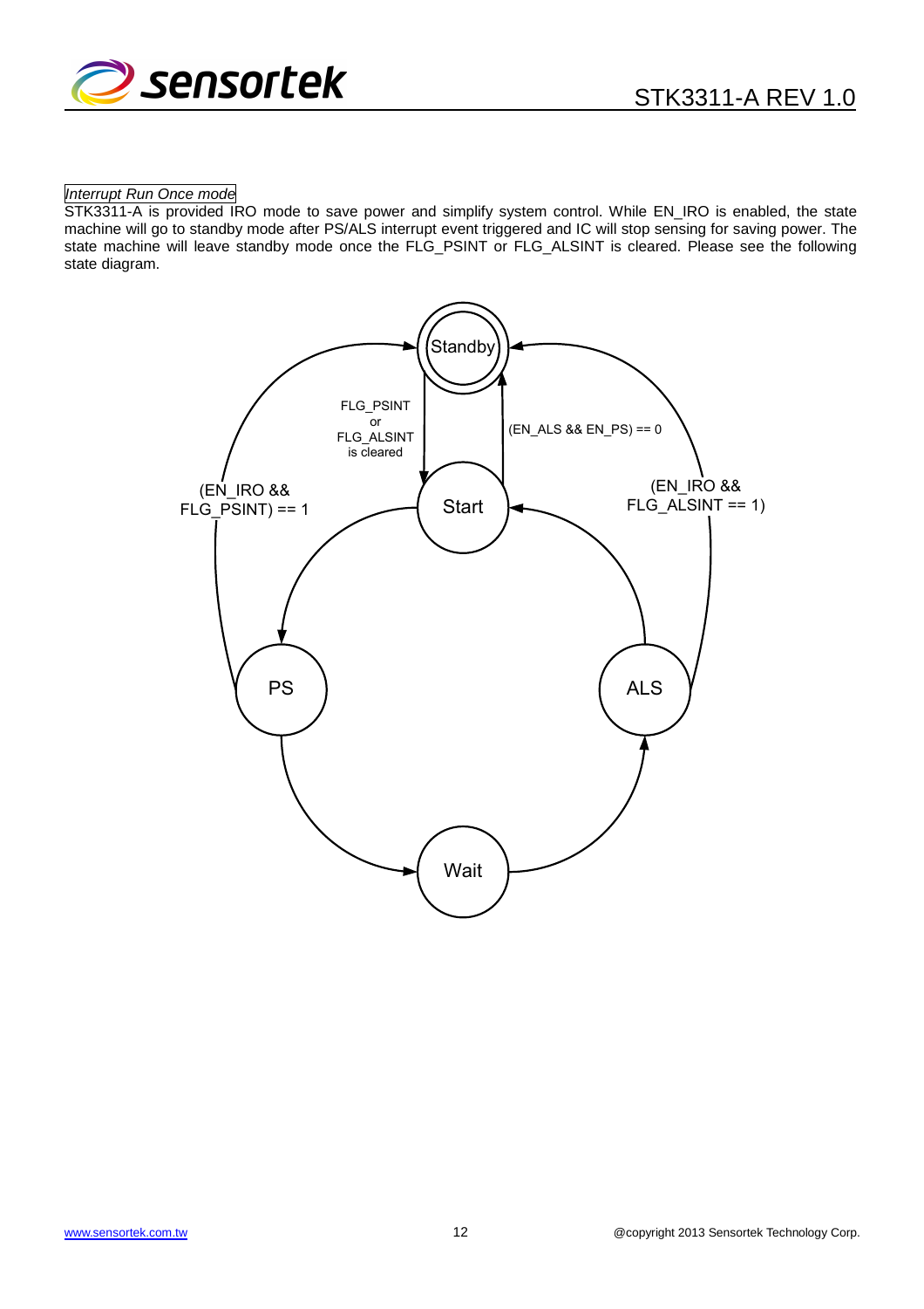*Interrupt Run Once mode*

STK3311-A is provided IRO mode to save power and simplify system control. While EN_IRO is enabled, the state machine will go to standby mode after PS/ALS interrupt event triggered and IC will stop sensing for saving power. The state machine will leave standby mode once the FLG_PSINT or FLG_ALSINT is cleared. Please see the following state diagram.

Standby

FLG_PSINT or FLG_ALSINT is cleared

(EN_ALS && EN_PS) == 0

(EN_IRO && FLG_PSINT) == 1

(EN_IRO && FLG_ALSINT == 1)

Start

PS

ALS

Wait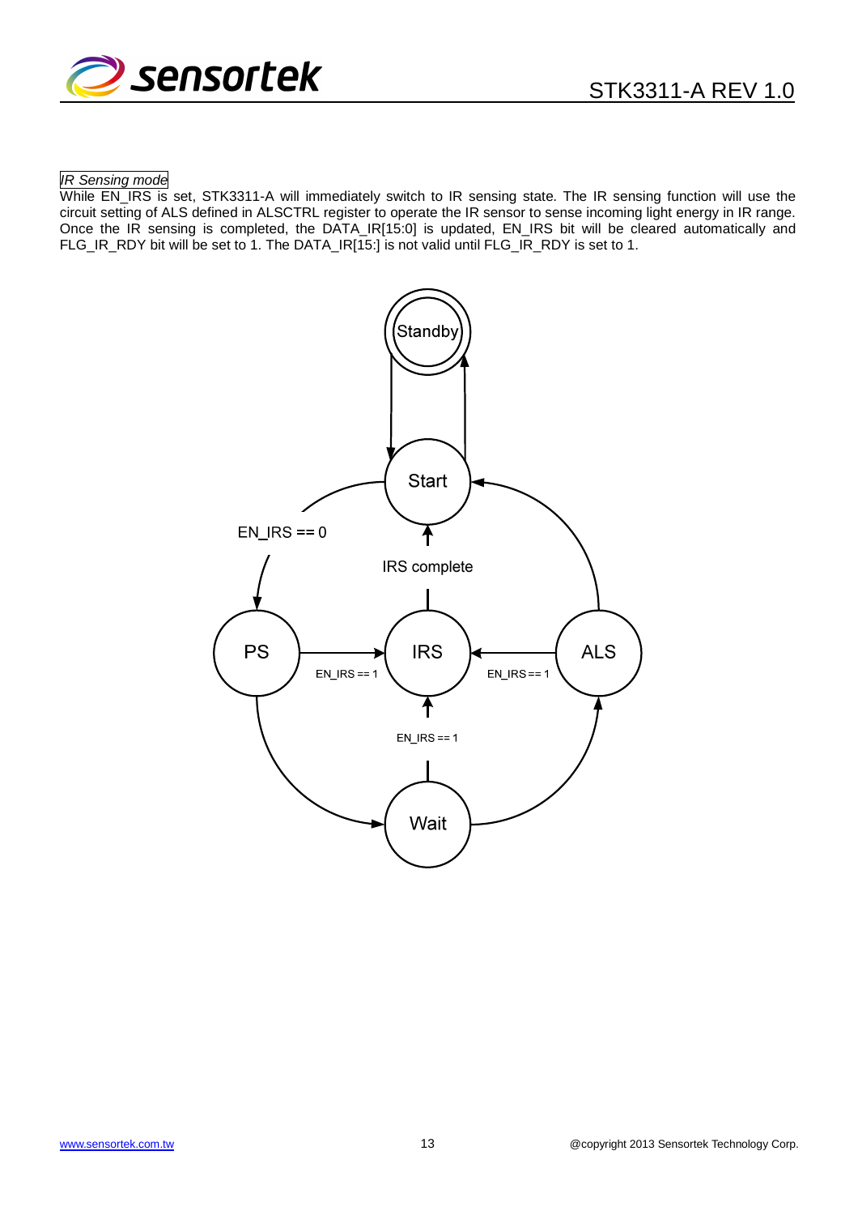*IR Sensing mode*

While EN_IRS is set, STK3311-A will immediately switch to IR sensing state. The IR sensing function will use the circuit setting of ALS defined in ALSCTRL register to operate the IR sensor to sense incoming light energy in IR range. Once the IR sensing is completed, the DATA_IR[15:0] is updated, EN_IRS bit will be cleared automatically and FLG_IR_RDY bit will be set to 1. The DATA_IR[15:] is not valid until FLG_IR_RDY is set to 1.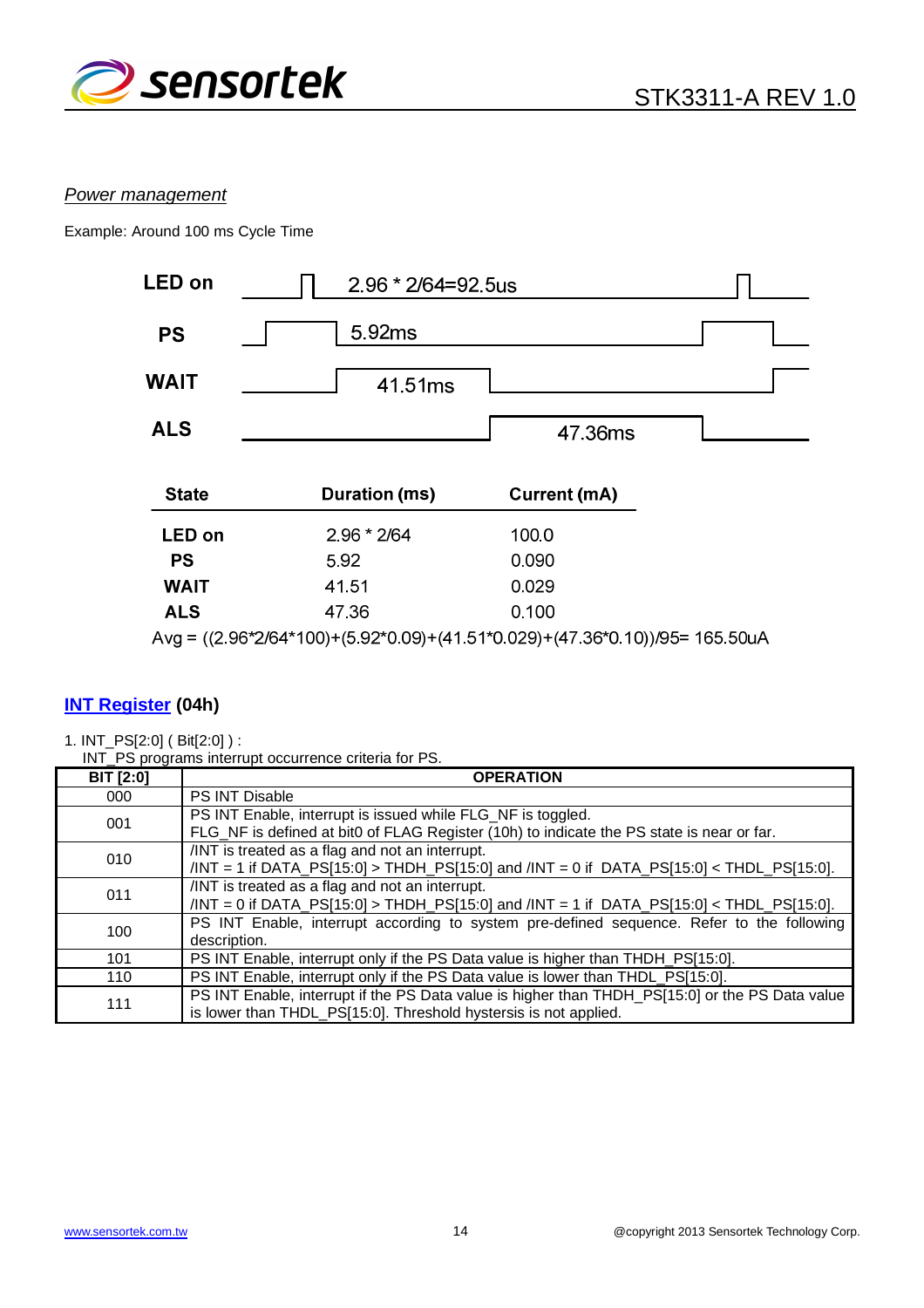*Power management*

Example: Around 100 ms Cycle Time

LED on — 2.96 * 2/64=92.5us

PS — 5.92ms

WAIT — 41.51ms

ALS — 47.36ms

| State | Duration (ms) | Current (mA) |
|---|---|---|
| **LED on** | 2.96 * 2/64 | 100.0 |
| **PS** | 5.92 | 0.090 |
| **WAIT** | 41.51 | 0.029 |
| **ALS** | 47.36 | 0.100 |

Avg = ((2.96*2/64*100)+(5.92*0.09)+(41.51*0.029)+(47.36*0.10))/95= 165.50uA

## INT Register (04h)

1. INT_PS[2:0] ( Bit[2:0] ) :
   INT_PS programs interrupt occurrence criteria for PS.

| BIT [2:0] | OPERATION |
|---|---|
| 000 | PS INT Disable |
| 001 | PS INT Enable, interrupt is issued while FLG_NF is toggled.<br>FLG_NF is defined at bit0 of FLAG Register (10h) to indicate the PS state is near or far. |
| 010 | /INT is treated as a flag and not an interrupt.<br>/INT = 1 if DATA_PS[15:0] > THDH_PS[15:0] and /INT = 0 if DATA_PS[15:0] < THDL_PS[15:0]. |
| 011 | /INT is treated as a flag and not an interrupt.<br>/INT = 0 if DATA_PS[15:0] > THDH_PS[15:0] and /INT = 1 if DATA_PS[15:0] < THDL_PS[15:0]. |
| 100 | PS INT Enable, interrupt according to system pre-defined sequence. Refer to the following description. |
| 101 | PS INT Enable, interrupt only if the PS Data value is higher than THDH_PS[15:0]. |
| 110 | PS INT Enable, interrupt only if the PS Data value is lower than THDL_PS[15:0]. |
| 111 | PS INT Enable, interrupt if the PS Data value is higher than THDH_PS[15:0] or the PS Data value is lower than THDL_PS[15:0]. Threshold hystersis is not applied. |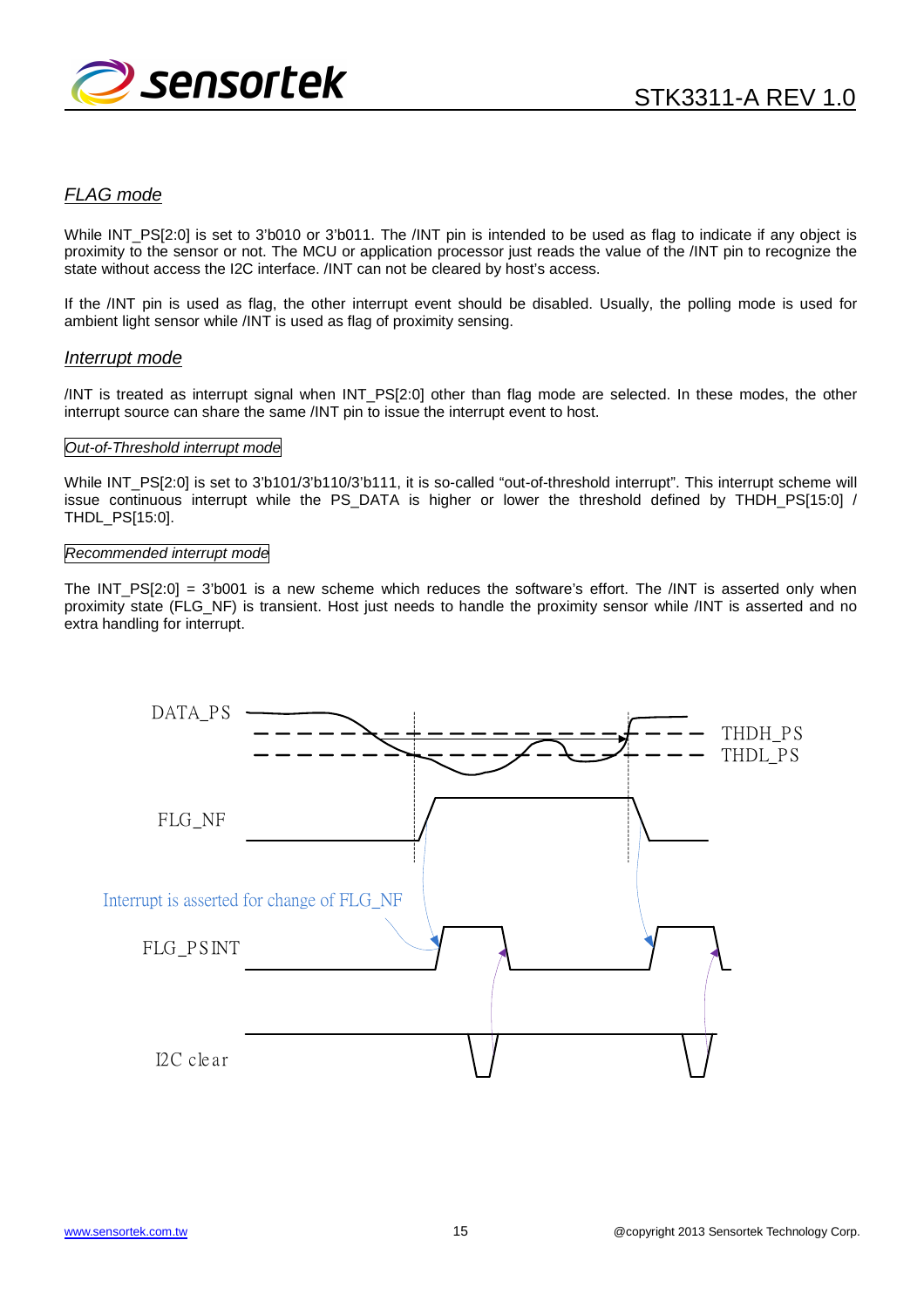### *FLAG mode*

While INT_PS[2:0] is set to 3'b010 or 3'b011. The /INT pin is intended to be used as flag to indicate if any object is proximity to the sensor or not. The MCU or application processor just reads the value of the /INT pin to recognize the state without access the I2C interface. /INT can not be cleared by host's access.

If the /INT pin is used as flag, the other interrupt event should be disabled. Usually, the polling mode is used for ambient light sensor while /INT is used as flag of proximity sensing.

### *Interrupt mode*

/INT is treated as interrupt signal when INT_PS[2:0] other than flag mode are selected. In these modes, the other interrupt source can share the same /INT pin to issue the interrupt event to host.

#### *Out-of-Threshold interrupt mode*

While INT_PS[2:0] is set to 3'b101/3'b110/3'b111, it is so-called "out-of-threshold interrupt". This interrupt scheme will issue continuous interrupt while the PS_DATA is higher or lower the threshold defined by THDH_PS[15:0] / THDL_PS[15:0].

#### *Recommended interrupt mode*

The INT_PS[2:0] = 3'b001 is a new scheme which reduces the software's effort. The /INT is asserted only when proximity state (FLG_NF) is transient. Host just needs to handle the proximity sensor while /INT is asserted and no extra handling for interrupt.

DATA_PS THDH_PS THDL_PS FLG_NF Interrupt is asserted for change of FLG_NF FLG_PSINT I2C clear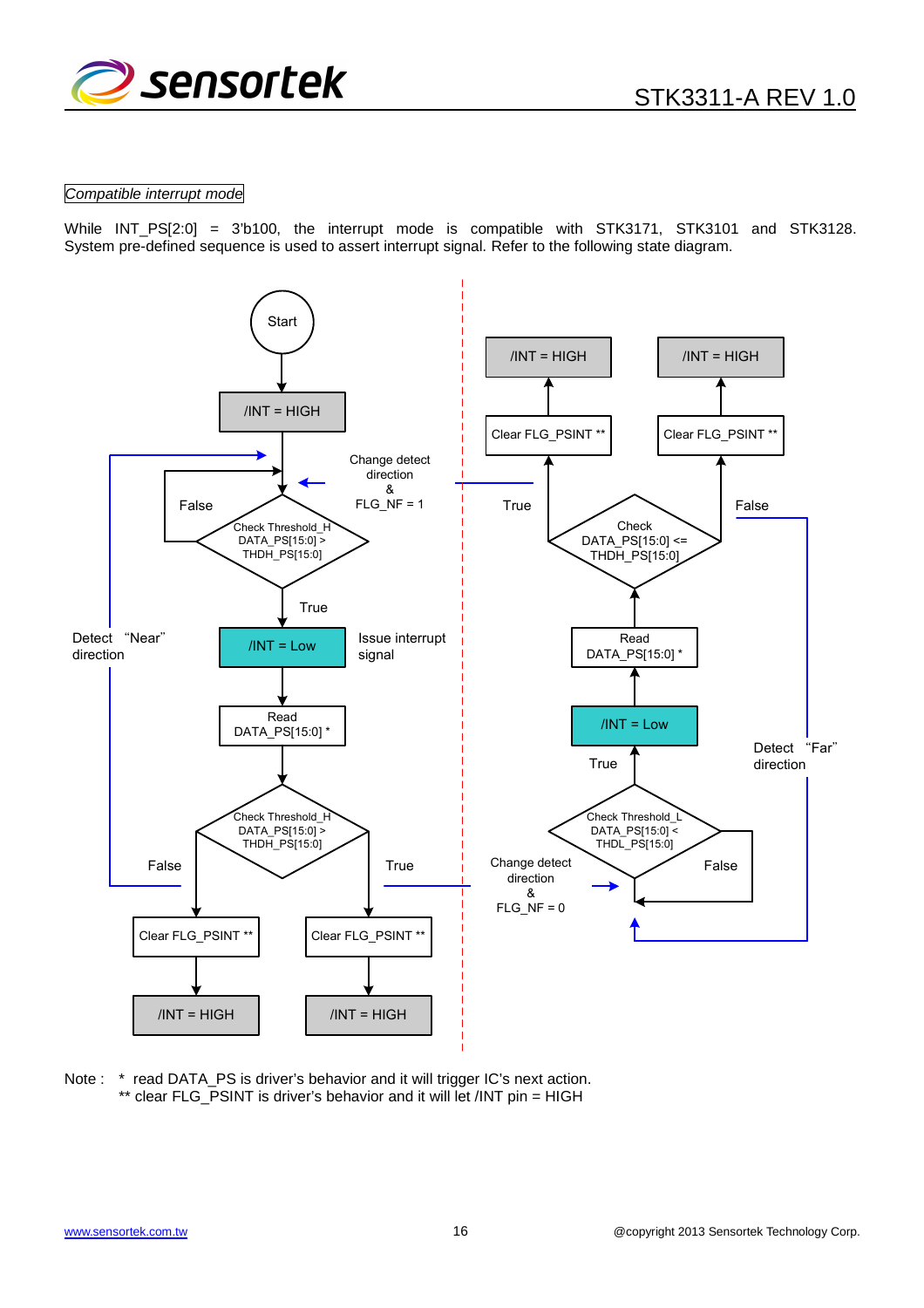*Compatible interrupt mode*

While INT_PS[2:0] = 3'b100, the interrupt mode is compatible with STK3171, STK3101 and STK3128. System pre-defined sequence is used to assert interrupt signal. Refer to the following state diagram.

Start

/INT = HIGH

Change detect direction & FLG_NF = 1

False

Check Threshold_H DATA_PS[15:0] > THDH_PS[15:0]

True

Detect "Near" direction

/INT = Low

Issue interrupt signal

Read DATA_PS[15:0] *

Check Threshold_H DATA_PS[15:0] > THDH_PS[15:0]

False

True

Clear FLG_PSINT **

Clear FLG_PSINT **

/INT = HIGH

/INT = HIGH

/INT = HIGH

/INT = HIGH

Clear FLG_PSINT **

Clear FLG_PSINT **

True

False

Check DATA_PS[15:0] <= THDH_PS[15:0]

Read DATA_PS[15:0] *

/INT = Low

Detect "Far" direction

True

Check Threshold_L DATA_PS[15:0] < THDL_PS[15:0]

Change detect direction & FLG_NF = 0

False

Note : * read DATA_PS is driver's behavior and it will trigger IC's next action.
** clear FLG_PSINT is driver's behavior and it will let /INT pin = HIGH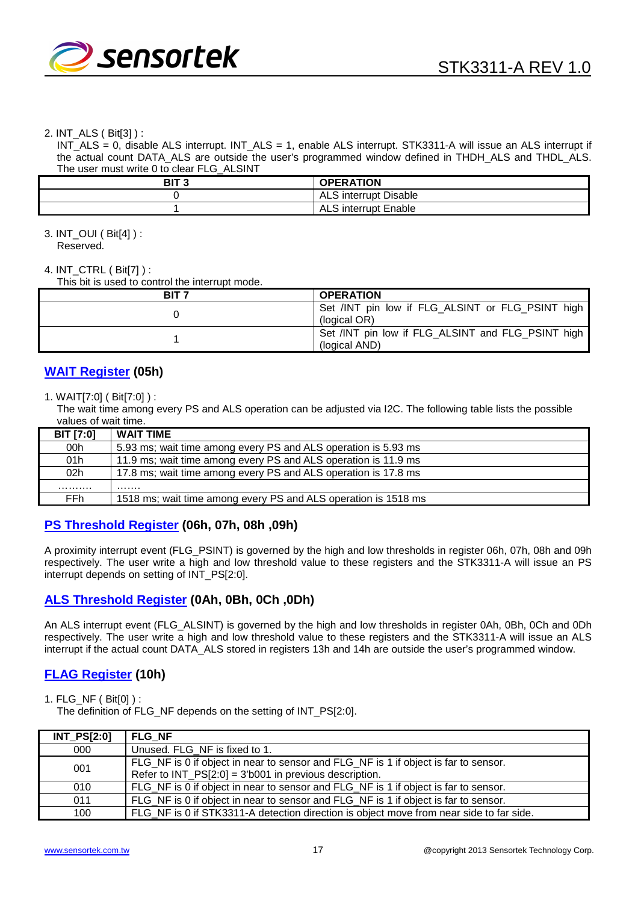2. INT_ALS ( Bit[3] ) :

INT_ALS = 0, disable ALS interrupt. INT_ALS = 1, enable ALS interrupt. STK3311-A will issue an ALS interrupt if the actual count DATA_ALS are outside the user's programmed window defined in THDH_ALS and THDL_ALS. The user must write 0 to clear FLG_ALSINT

| BIT 3 | OPERATION |
|---|---|
| 0 | ALS interrupt Disable |
| 1 | ALS interrupt Enable |

3. INT_OUI ( Bit[4] ) :

Reserved.

4. INT_CTRL ( Bit[7] ) :

This bit is used to control the interrupt mode.

| BIT 7 | OPERATION |
|---|---|
| 0 | Set /INT pin low if FLG_ALSINT or FLG_PSINT high (logical OR) |
| 1 | Set /INT pin low if FLG_ALSINT and FLG_PSINT high (logical AND) |

## WAIT Register (05h)

1. WAIT[7:0] ( Bit[7:0] ) :

The wait time among every PS and ALS operation can be adjusted via I2C. The following table lists the possible values of wait time.

| BIT [7:0] | WAIT TIME |
|---|---|
| 00h | 5.93 ms; wait time among every PS and ALS operation is 5.93 ms |
| 01h | 11.9 ms; wait time among every PS and ALS operation is 11.9 ms |
| 02h | 17.8 ms; wait time among every PS and ALS operation is 17.8 ms |
| ……… | ……. |
| FFh | 1518 ms; wait time among every PS and ALS operation is 1518 ms |

## PS Threshold Register (06h, 07h, 08h ,09h)

A proximity interrupt event (FLG_PSINT) is governed by the high and low thresholds in register 06h, 07h, 08h and 09h respectively. The user write a high and low threshold value to these registers and the STK3311-A will issue an PS interrupt depends on setting of INT_PS[2:0].

## ALS Threshold Register (0Ah, 0Bh, 0Ch ,0Dh)

An ALS interrupt event (FLG_ALSINT) is governed by the high and low thresholds in register 0Ah, 0Bh, 0Ch and 0Dh respectively. The user write a high and low threshold value to these registers and the STK3311-A will issue an ALS interrupt if the actual count DATA_ALS stored in registers 13h and 14h are outside the user's programmed window.

## FLAG Register (10h)

1. FLG_NF ( Bit[0] ) :

The definition of FLG_NF depends on the setting of INT_PS[2:0].

| INT_PS[2:0] | FLG_NF |
|---|---|
| 000 | Unused. FLG_NF is fixed to 1. |
| 001 | FLG_NF is 0 if object in near to sensor and FLG_NF is 1 if object is far to sensor. Refer to INT_PS[2:0] = 3'b001 in previous description. |
| 010 | FLG_NF is 0 if object in near to sensor and FLG_NF is 1 if object is far to sensor. |
| 011 | FLG_NF is 0 if object in near to sensor and FLG_NF is 1 if object is far to sensor. |
| 100 | FLG_NF is 0 if STK3311-A detection direction is object move from near side to far side. |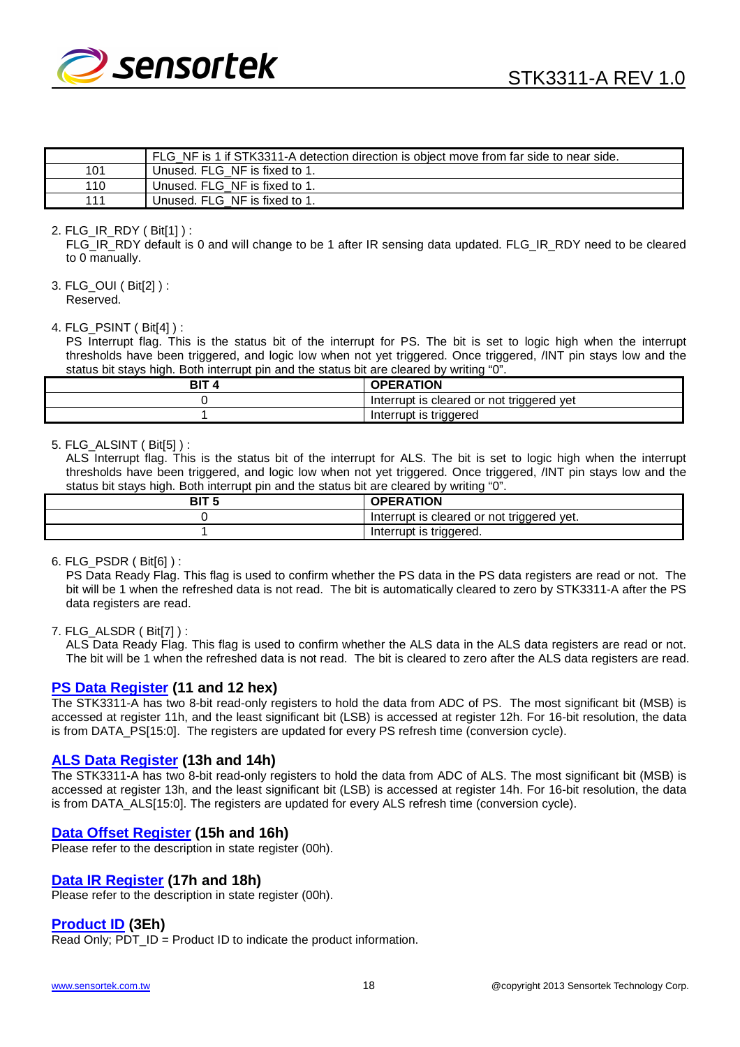|  | FLG_NF is 1 if STK3311-A detection direction is object move from far side to near side. |
|---|---|
| 101 | Unused. FLG_NF is fixed to 1. |
| 110 | Unused. FLG_NF is fixed to 1. |
| 111 | Unused. FLG_NF is fixed to 1. |

2. FLG_IR_RDY ( Bit[1] ) :
   FLG_IR_RDY default is 0 and will change to be 1 after IR sensing data updated. FLG_IR_RDY need to be cleared to 0 manually.

3. FLG_OUI ( Bit[2] ) :
   Reserved.

4. FLG_PSINT ( Bit[4] ) :
   PS Interrupt flag. This is the status bit of the interrupt for PS. The bit is set to logic high when the interrupt thresholds have been triggered, and logic low when not yet triggered. Once triggered, /INT pin stays low and the status bit stays high. Both interrupt pin and the status bit are cleared by writing "0".

| BIT 4 | OPERATION |
|---|---|
| 0 | Interrupt is cleared or not triggered yet |
| 1 | Interrupt is triggered |

5. FLG_ALSINT ( Bit[5] ) :
   ALS Interrupt flag. This is the status bit of the interrupt for ALS. The bit is set to logic high when the interrupt thresholds have been triggered, and logic low when not yet triggered. Once triggered, /INT pin stays low and the status bit stays high. Both interrupt pin and the status bit are cleared by writing "0".

| BIT 5 | OPERATION |
|---|---|
| 0 | Interrupt is cleared or not triggered yet. |
| 1 | Interrupt is triggered. |

6. FLG_PSDR ( Bit[6] ) :
   PS Data Ready Flag. This flag is used to confirm whether the PS data in the PS data registers are read or not. The bit will be 1 when the refreshed data is not read. The bit is automatically cleared to zero by STK3311-A after the PS data registers are read.

7. FLG_ALSDR ( Bit[7] ) :
   ALS Data Ready Flag. This flag is used to confirm whether the ALS data in the ALS data registers are read or not. The bit will be 1 when the refreshed data is not read. The bit is cleared to zero after the ALS data registers are read.

## PS Data Register (11 and 12 hex)

The STK3311-A has two 8-bit read-only registers to hold the data from ADC of PS. The most significant bit (MSB) is accessed at register 11h, and the least significant bit (LSB) is accessed at register 12h. For 16-bit resolution, the data is from DATA_PS[15:0]. The registers are updated for every PS refresh time (conversion cycle).

## ALS Data Register (13h and 14h)

The STK3311-A has two 8-bit read-only registers to hold the data from ADC of ALS. The most significant bit (MSB) is accessed at register 13h, and the least significant bit (LSB) is accessed at register 14h. For 16-bit resolution, the data is from DATA_ALS[15:0]. The registers are updated for every ALS refresh time (conversion cycle).

## Data Offset Register (15h and 16h)

Please refer to the description in state register (00h).

## Data IR Register (17h and 18h)

Please refer to the description in state register (00h).

## Product ID (3Eh)

Read Only; PDT_ID = Product ID to indicate the product information.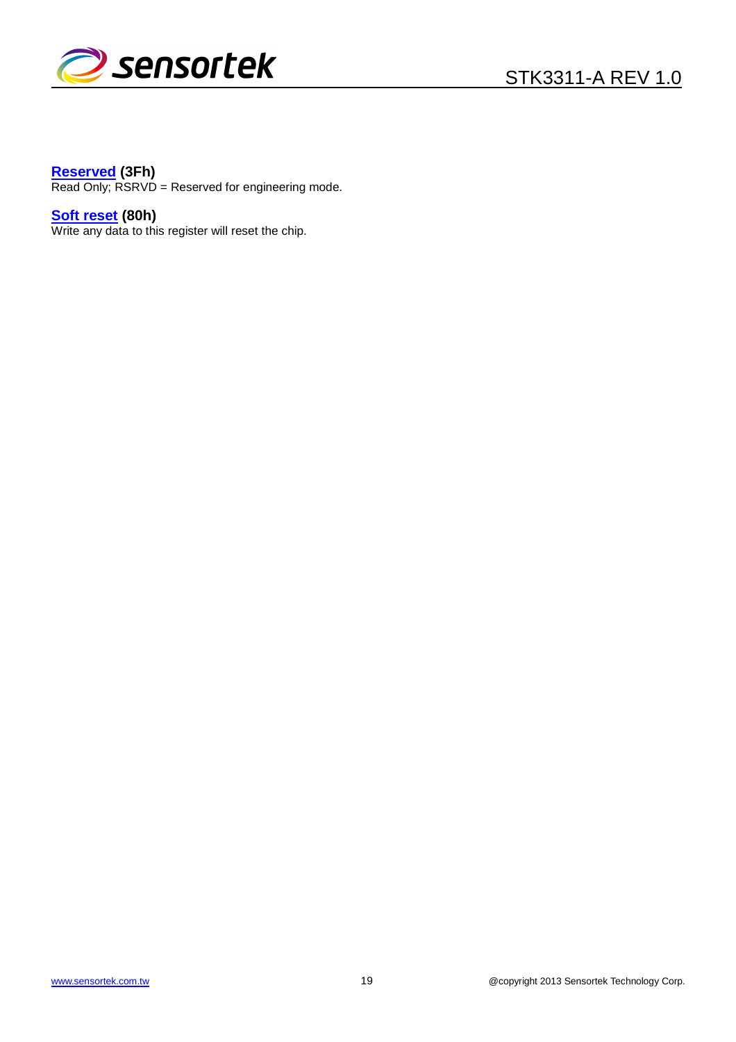**Reserved (3Fh)**
Read Only; RSRVD = Reserved for engineering mode.

**Soft reset (80h)**
Write any data to this register will reset the chip.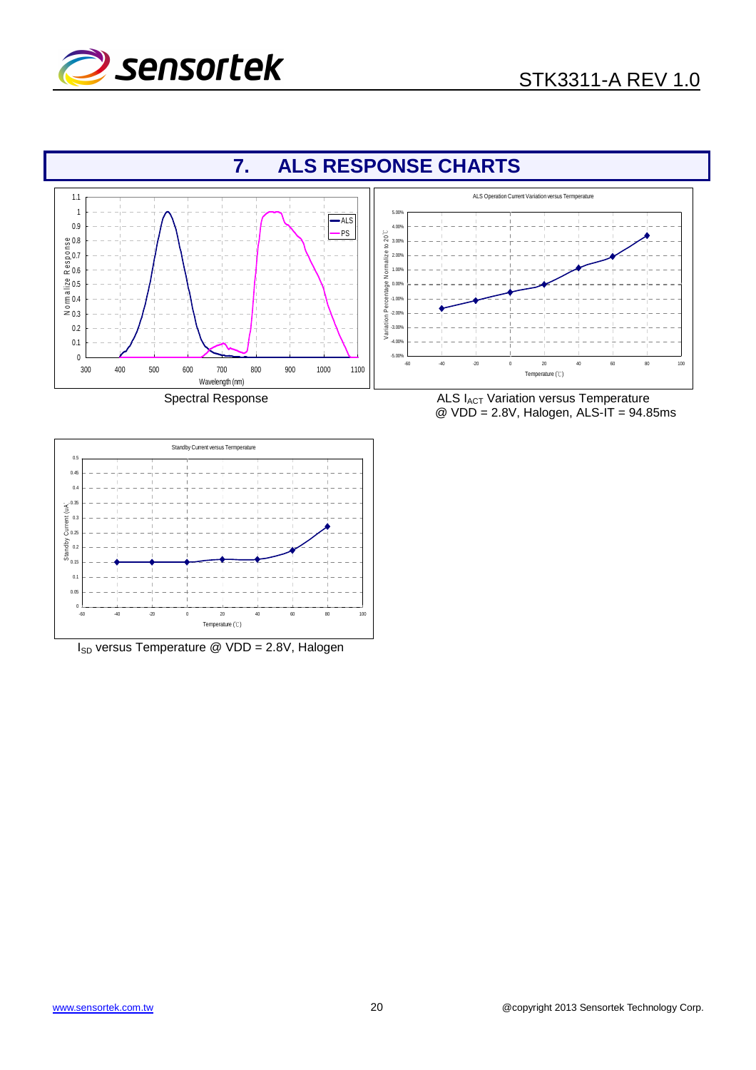# 7. ALS RESPONSE CHARTS

Spectral Response

ALS $I_{ACT}$ Variation versus Temperature
@ VDD = 2.8V, Halogen, ALS-IT = 94.85ms

$I_{SD}$ versus Temperature @ VDD = 2.8V, Halogen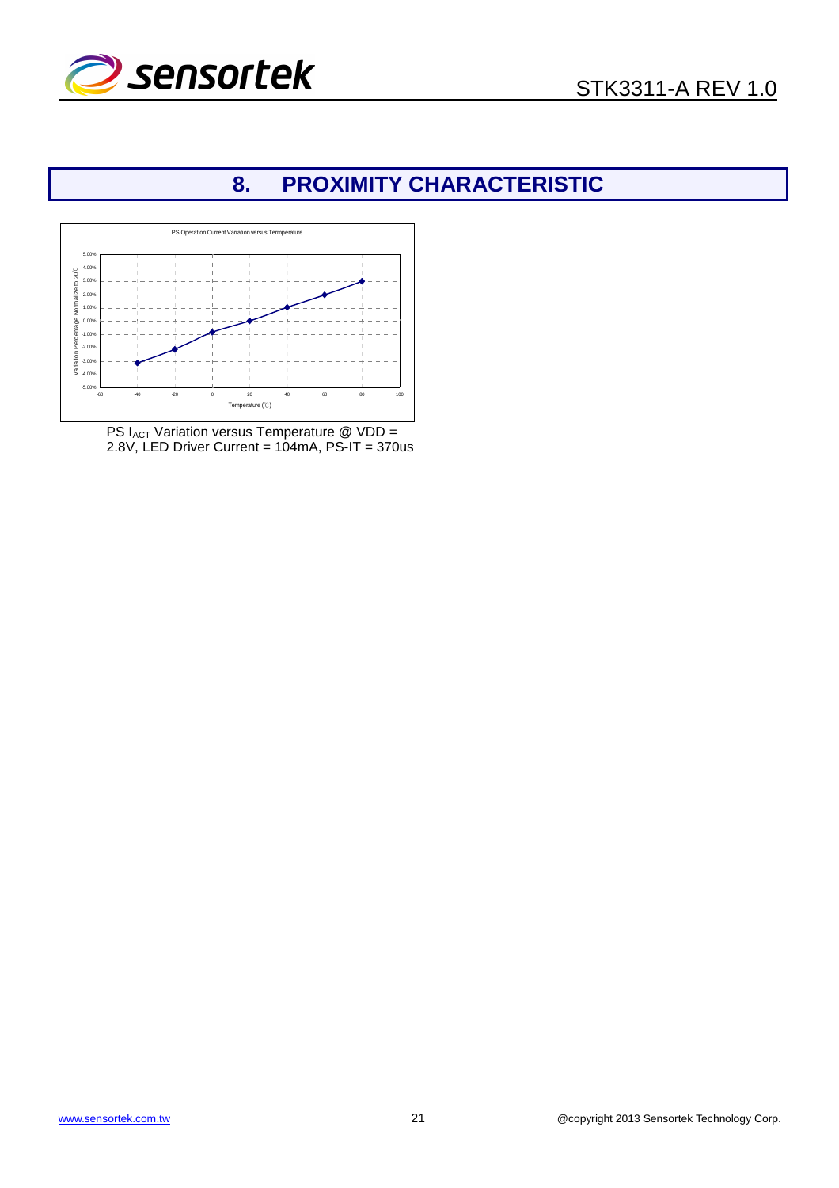# 8. PROXIMITY CHARACTERISTIC

PS Operation Current Variation versus Termperature

PS $I_{ACT}$ Variation versus Temperature @ VDD = 2.8V, LED Driver Current = 104mA, PS-IT = 370us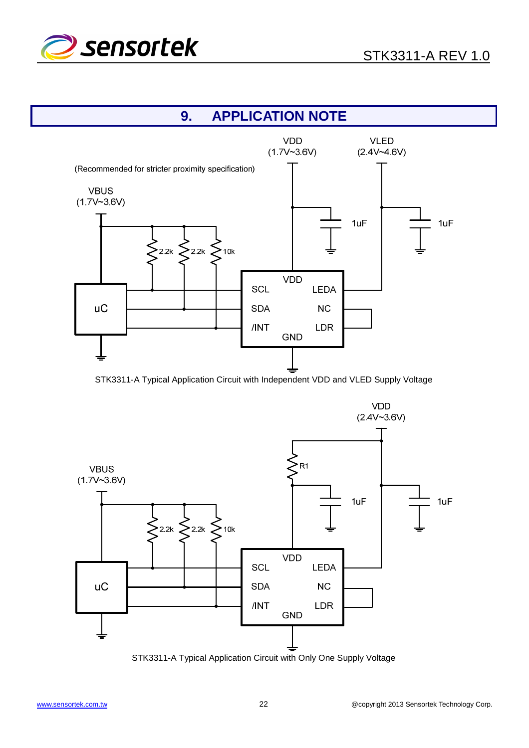# 9. APPLICATION NOTE

(Recommended for stricter proximity specification)

VDD (1.7V~3.6V)

VLED (2.4V~4.6V)

VBUS (1.7V~3.6V)

1uF

1uF

2.2k 2.2k 10k

uC

VDD

SCL LEDA

SDA NC

/INT LDR

GND

STK3311-A Typical Application Circuit with Independent VDD and VLED Supply Voltage

VDD (2.4V~3.6V)

R1

VBUS (1.7V~3.6V)

1uF

1uF

2.2k 2.2k 10k

uC

VDD

SCL LEDA

SDA NC

/INT LDR

GND

STK3311-A Typical Application Circuit with Only One Supply Voltage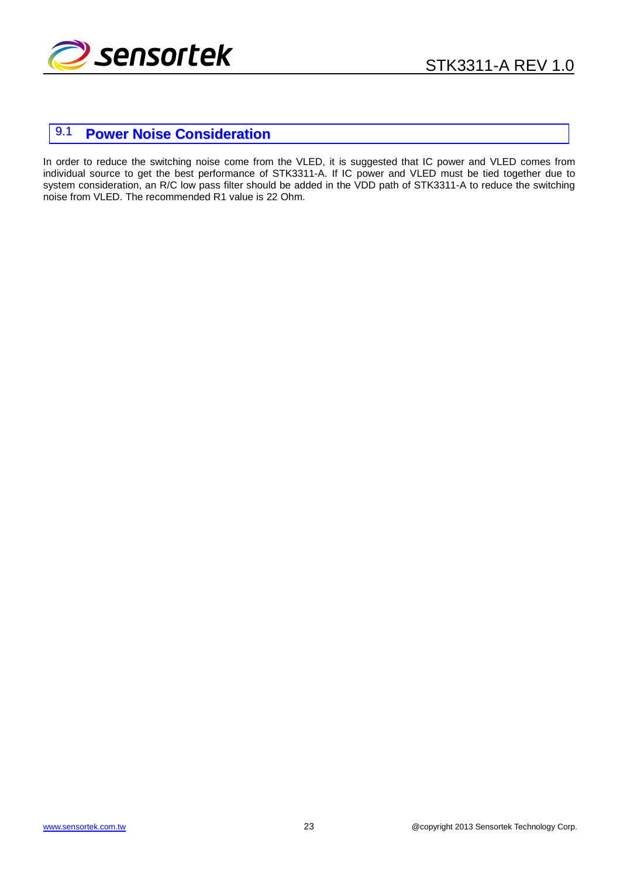## 9.1 Power Noise Consideration

In order to reduce the switching noise come from the VLED, it is suggested that IC power and VLED comes from individual source to get the best performance of STK3311-A. If IC power and VLED must be tied together due to system consideration, an R/C low pass filter should be added in the VDD path of STK3311-A to reduce the switching noise from VLED. The recommended R1 value is 22 Ohm.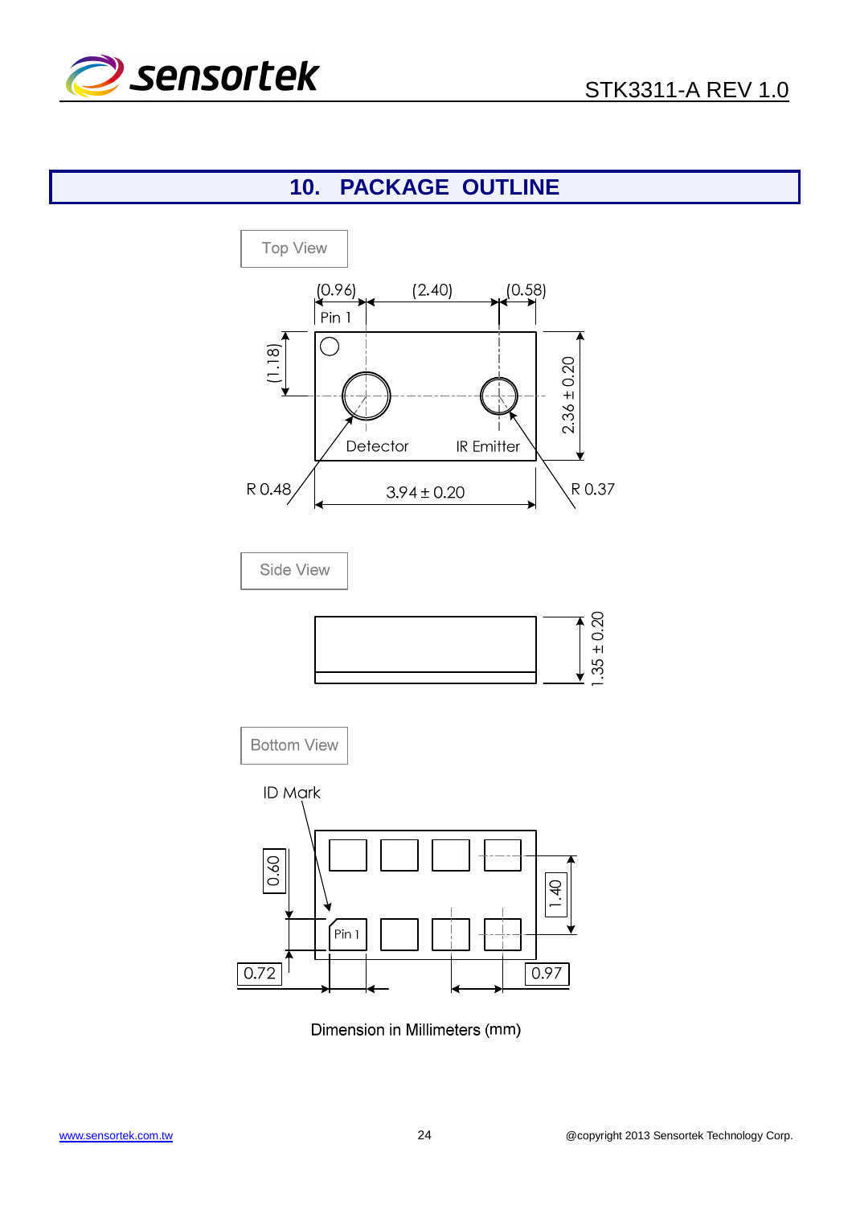# 10. PACKAGE OUTLINE

Top View

(0.96) (2.40) (0.58)

Pin 1

(1.18)

2.36 ± 0.20

Detector

IR Emitter

R 0.48

3.94 ± 0.20

R 0.37

Side View

1.35 ± 0.20

Bottom View

ID Mark

0.60

1.40

Pin 1

0.72

0.97

Dimension in Millimeters (mm)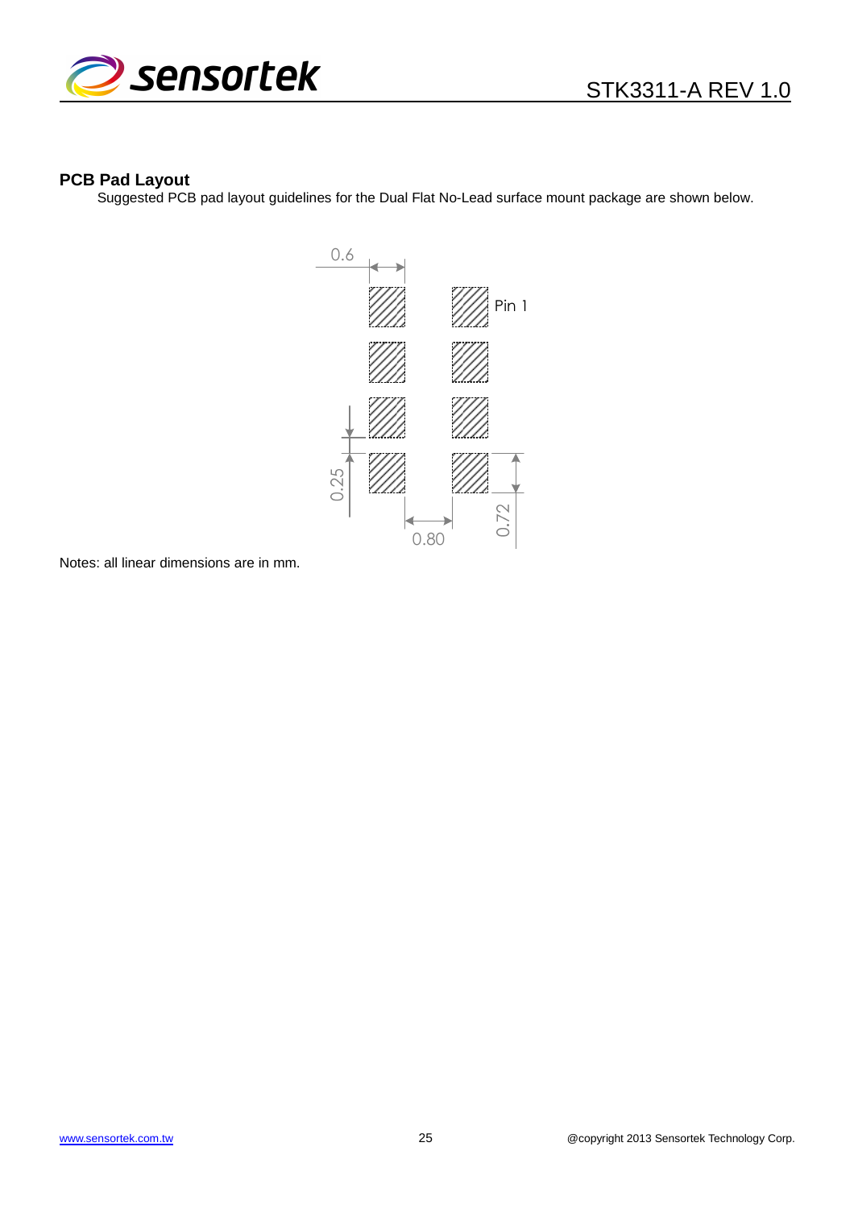## PCB Pad Layout

Suggested PCB pad layout guidelines for the Dual Flat No-Lead surface mount package are shown below.

Notes: all linear dimensions are in mm.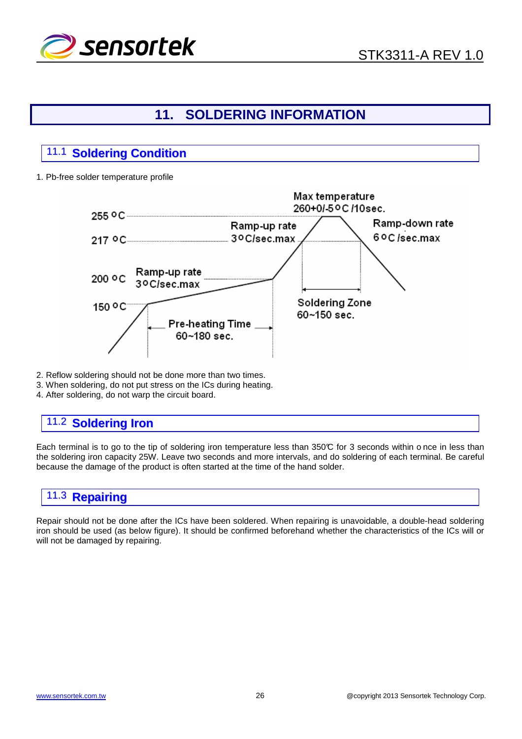# 11. SOLDERING INFORMATION

## 11.1 Soldering Condition

1. Pb-free solder temperature profile

2. Reflow soldering should not be done more than two times.
3. When soldering, do not put stress on the ICs during heating.
4. After soldering, do not warp the circuit board.

## 11.2 Soldering Iron

Each terminal is to go to the tip of soldering iron temperature less than 350℃ for 3 seconds within o nce in less than the soldering iron capacity 25W. Leave two seconds and more intervals, and do soldering of each terminal. Be careful because the damage of the product is often started at the time of the hand solder.

## 11.3 Repairing

Repair should not be done after the ICs have been soldered. When repairing is unavoidable, a double-head soldering iron should be used (as below figure). It should be confirmed beforehand whether the characteristics of the ICs will or will not be damaged by repairing.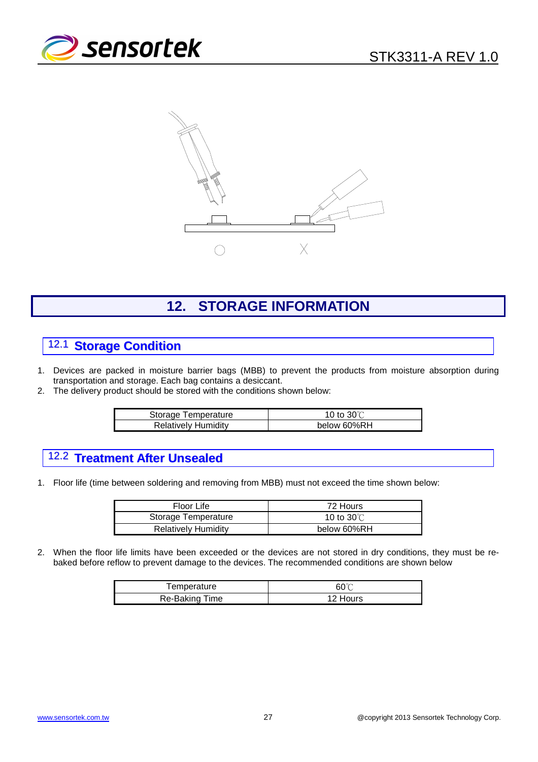## 12. STORAGE INFORMATION

### 12.1 Storage Condition

1. Devices are packed in moisture barrier bags (MBB) to prevent the products from moisture absorption during transportation and storage. Each bag contains a desiccant.
2. The delivery product should be stored with the conditions shown below:

| Storage Temperature | 10 to 30℃ |
|---|---|
| Relatively Humidity | below 60%RH |

### 12.2 Treatment After Unsealed

1. Floor life (time between soldering and removing from MBB) must not exceed the time shown below:

| Floor Life | 72 Hours |
|---|---|
| Storage Temperature | 10 to 30℃ |
| Relatively Humidity | below 60%RH |

2. When the floor life limits have been exceeded or the devices are not stored in dry conditions, they must be re-baked before reflow to prevent damage to the devices. The recommended conditions are shown below

| Temperature | 60℃ |
|---|---|
| Re-Baking Time | 12 Hours |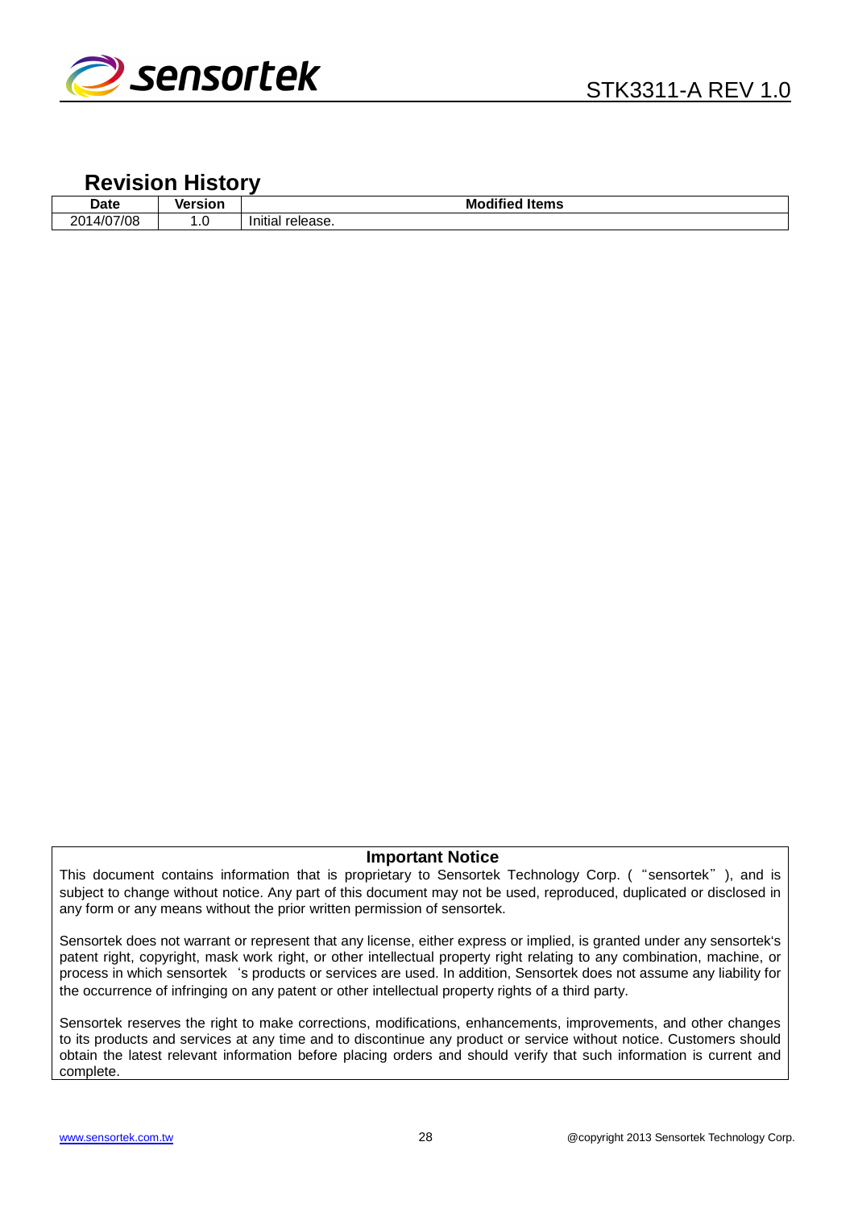## Revision History

| Date | Version | Modified Items |
|---|---|---|
| 2014/07/08 | 1.0 | Initial release. |

**Important Notice**

This document contains information that is proprietary to Sensortek Technology Corp. ("sensortek"), and is subject to change without notice. Any part of this document may not be used, reproduced, duplicated or disclosed in any form or any means without the prior written permission of sensortek.

Sensortek does not warrant or represent that any license, either express or implied, is granted under any sensortek's patent right, copyright, mask work right, or other intellectual property right relating to any combination, machine, or process in which sensortek 's products or services are used. In addition, Sensortek does not assume any liability for the occurrence of infringing on any patent or other intellectual property rights of a third party.

Sensortek reserves the right to make corrections, modifications, enhancements, improvements, and other changes to its products and services at any time and to discontinue any product or service without notice. Customers should obtain the latest relevant information before placing orders and should verify that such information is current and complete.